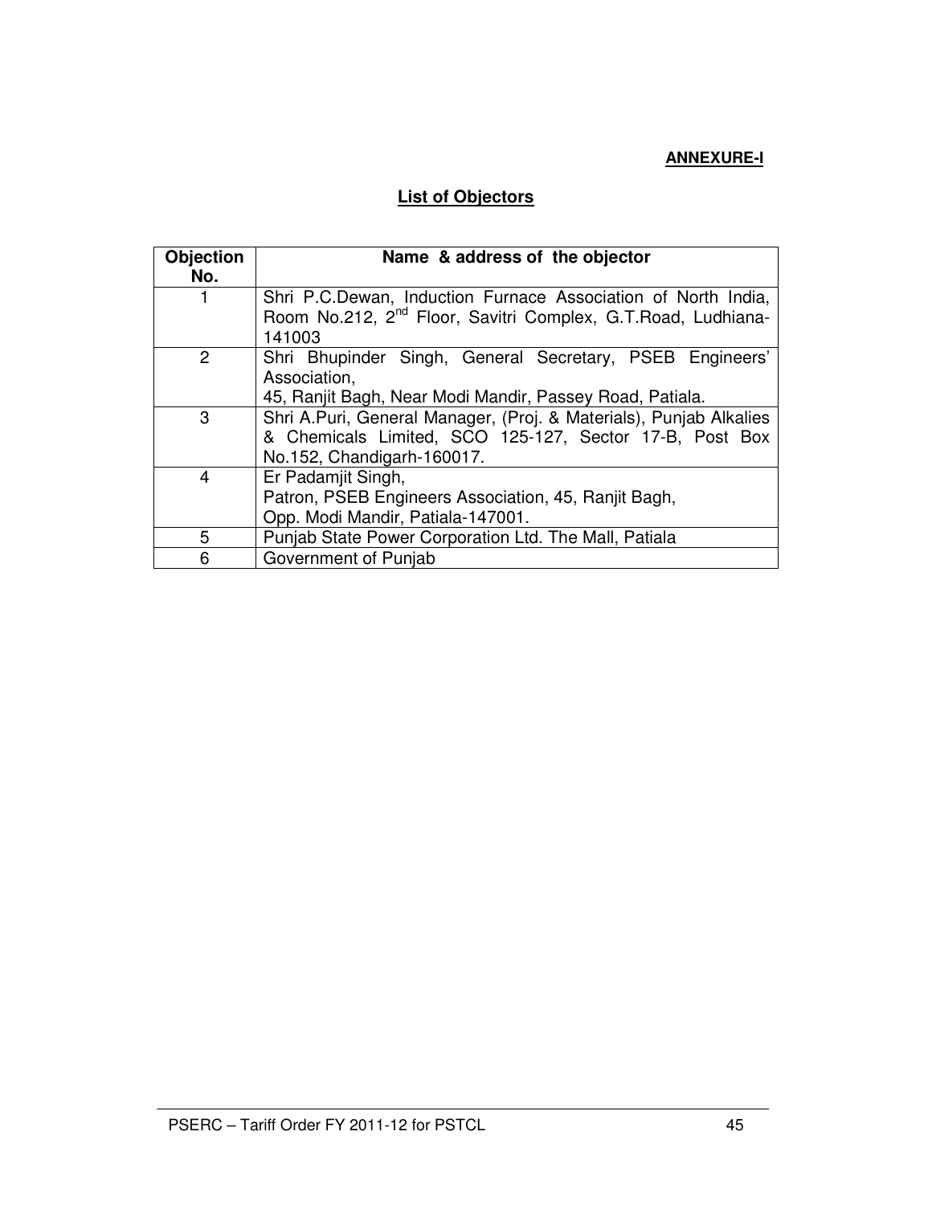**ANNEXURE-I**

## List of Objectors

| Objection No. | Name & address of the objector |
|---|---|
| 1 | Shri P.C.Dewan, Induction Furnace Association of North India, Room No.212, 2nd Floor, Savitri Complex, G.T.Road, Ludhiana-141003 |
| 2 | Shri Bhupinder Singh, General Secretary, PSEB Engineers' Association,<br>45, Ranjit Bagh, Near Modi Mandir, Passey Road, Patiala. |
| 3 | Shri A.Puri, General Manager, (Proj. & Materials), Punjab Alkalies & Chemicals Limited, SCO 125-127, Sector 17-B, Post Box No.152, Chandigarh-160017. |
| 4 | Er Padamjit Singh,<br>Patron, PSEB Engineers Association, 45, Ranjit Bagh,<br>Opp. Modi Mandir, Patiala-147001. |
| 5 | Punjab State Power Corporation Ltd. The Mall, Patiala |
| 6 | Government of Punjab |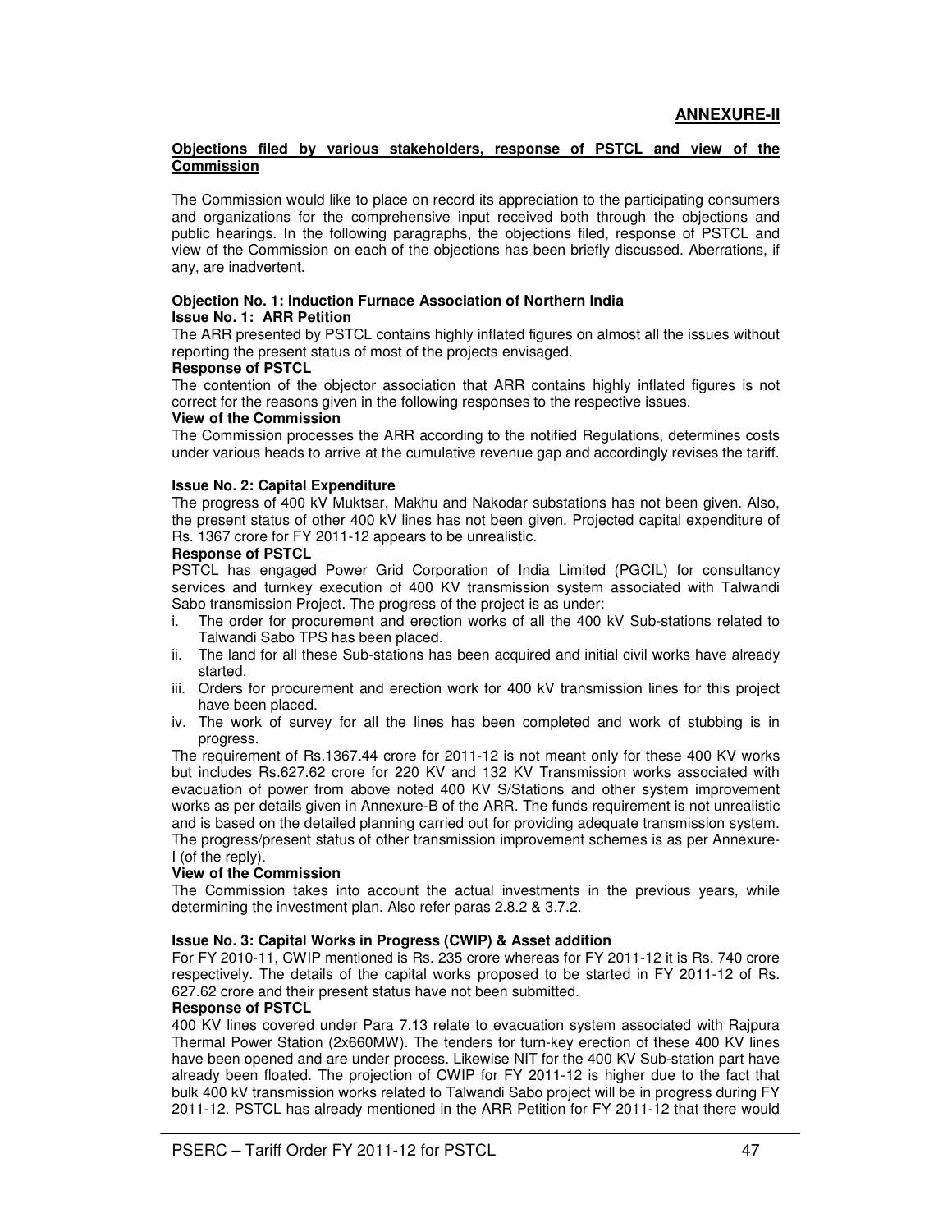## ANNEXURE-II

**Objections filed by various stakeholders, response of PSTCL and view of the Commission**

The Commission would like to place on record its appreciation to the participating consumers and organizations for the comprehensive input received both through the objections and public hearings. In the following paragraphs, the objections filed, response of PSTCL and view of the Commission on each of the objections has been briefly discussed. Aberrations, if any, are inadvertent.

**Objection No. 1: Induction Furnace Association of Northern India**

**Issue No. 1: ARR Petition**

The ARR presented by PSTCL contains highly inflated figures on almost all the issues without reporting the present status of most of the projects envisaged.

**Response of PSTCL**

The contention of the objector association that ARR contains highly inflated figures is not correct for the reasons given in the following responses to the respective issues.

**View of the Commission**

The Commission processes the ARR according to the notified Regulations, determines costs under various heads to arrive at the cumulative revenue gap and accordingly revises the tariff.

**Issue No. 2: Capital Expenditure**

The progress of 400 kV Muktsar, Makhu and Nakodar substations has not been given. Also, the present status of other 400 kV lines has not been given. Projected capital expenditure of Rs. 1367 crore for FY 2011-12 appears to be unrealistic.

**Response of PSTCL**

PSTCL has engaged Power Grid Corporation of India Limited (PGCIL) for consultancy services and turnkey execution of 400 KV transmission system associated with Talwandi Sabo transmission Project. The progress of the project is as under:

i. The order for procurement and erection works of all the 400 kV Sub-stations related to Talwandi Sabo TPS has been placed.
ii. The land for all these Sub-stations has been acquired and initial civil works have already started.
iii. Orders for procurement and erection work for 400 kV transmission lines for this project have been placed.
iv. The work of survey for all the lines has been completed and work of stubbing is in progress.

The requirement of Rs.1367.44 crore for 2011-12 is not meant only for these 400 KV works but includes Rs.627.62 crore for 220 KV and 132 KV Transmission works associated with evacuation of power from above noted 400 KV S/Stations and other system improvement works as per details given in Annexure-B of the ARR. The funds requirement is not unrealistic and is based on the detailed planning carried out for providing adequate transmission system. The progress/present status of other transmission improvement schemes is as per Annexure-I (of the reply).

**View of the Commission**

The Commission takes into account the actual investments in the previous years, while determining the investment plan. Also refer paras 2.8.2 & 3.7.2.

**Issue No. 3: Capital Works in Progress (CWIP) & Asset addition**

For FY 2010-11, CWIP mentioned is Rs. 235 crore whereas for FY 2011-12 it is Rs. 740 crore respectively. The details of the capital works proposed to be started in FY 2011-12 of Rs. 627.62 crore and their present status have not been submitted.

**Response of PSTCL**

400 KV lines covered under Para 7.13 relate to evacuation system associated with Rajpura Thermal Power Station (2x660MW). The tenders for turn-key erection of these 400 KV lines have been opened and are under process. Likewise NIT for the 400 KV Sub-station part have already been floated. The projection of CWIP for FY 2011-12 is higher due to the fact that bulk 400 kV transmission works related to Talwandi Sabo project will be in progress during FY 2011-12. PSTCL has already mentioned in the ARR Petition for FY 2011-12 that there would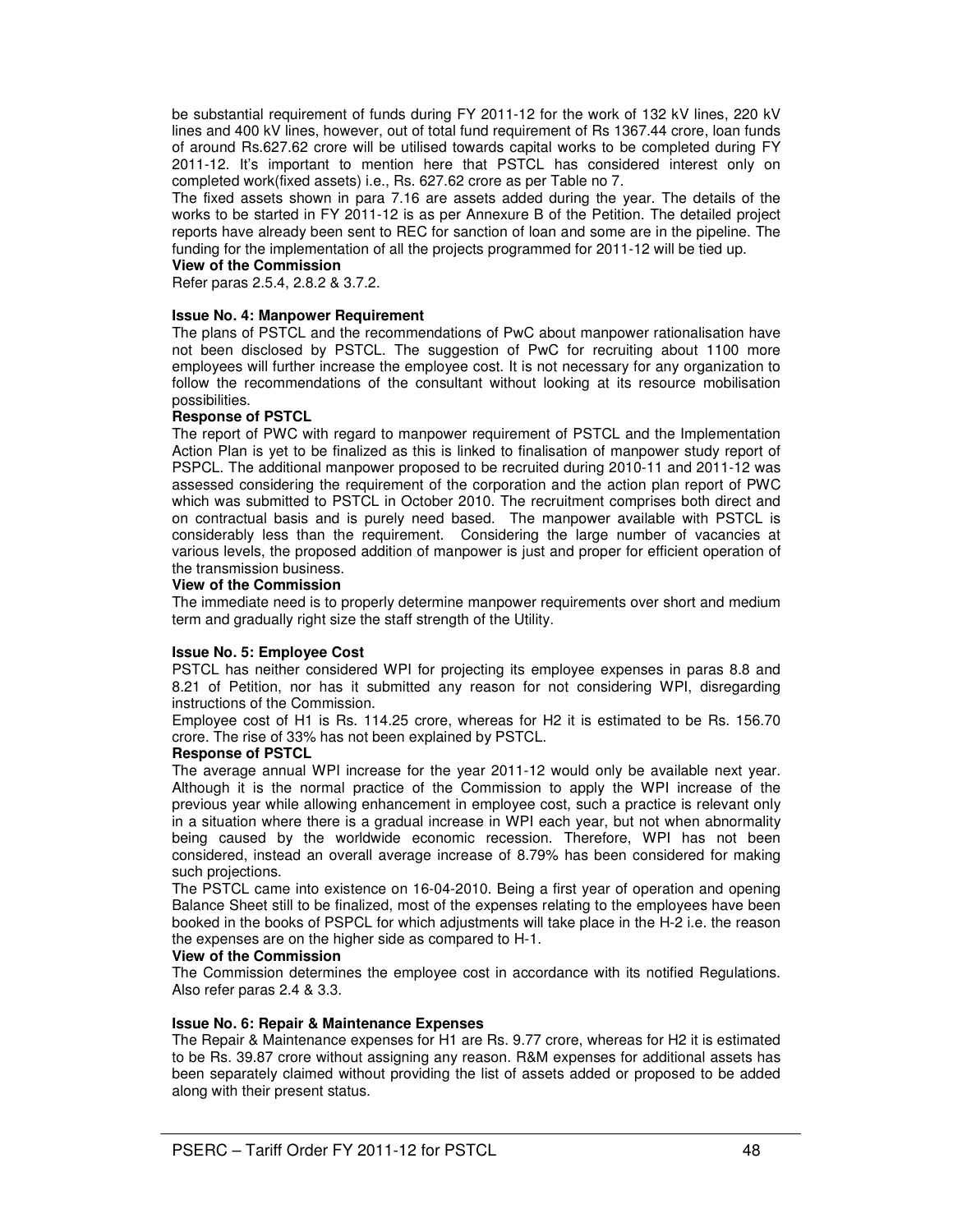be substantial requirement of funds during FY 2011-12 for the work of 132 kV lines, 220 kV lines and 400 kV lines, however, out of total fund requirement of Rs 1367.44 crore, loan funds of around Rs.627.62 crore will be utilised towards capital works to be completed during FY 2011-12. It's important to mention here that PSTCL has considered interest only on completed work(fixed assets) i.e., Rs. 627.62 crore as per Table no 7.

The fixed assets shown in para 7.16 are assets added during the year. The details of the works to be started in FY 2011-12 is as per Annexure B of the Petition. The detailed project reports have already been sent to REC for sanction of loan and some are in the pipeline. The funding for the implementation of all the projects programmed for 2011-12 will be tied up.

**View of the Commission**

Refer paras 2.5.4, 2.8.2 & 3.7.2.

**Issue No. 4: Manpower Requirement**

The plans of PSTCL and the recommendations of PwC about manpower rationalisation have not been disclosed by PSTCL. The suggestion of PwC for recruiting about 1100 more employees will further increase the employee cost. It is not necessary for any organization to follow the recommendations of the consultant without looking at its resource mobilisation possibilities.

**Response of PSTCL**

The report of PWC with regard to manpower requirement of PSTCL and the Implementation Action Plan is yet to be finalized as this is linked to finalisation of manpower study report of PSPCL. The additional manpower proposed to be recruited during 2010-11 and 2011-12 was assessed considering the requirement of the corporation and the action plan report of PWC which was submitted to PSTCL in October 2010. The recruitment comprises both direct and on contractual basis and is purely need based. The manpower available with PSTCL is considerably less than the requirement. Considering the large number of vacancies at various levels, the proposed addition of manpower is just and proper for efficient operation of the transmission business.

**View of the Commission**

The immediate need is to properly determine manpower requirements over short and medium term and gradually right size the staff strength of the Utility.

**Issue No. 5: Employee Cost**

PSTCL has neither considered WPI for projecting its employee expenses in paras 8.8 and 8.21 of Petition, nor has it submitted any reason for not considering WPI, disregarding instructions of the Commission.

Employee cost of H1 is Rs. 114.25 crore, whereas for H2 it is estimated to be Rs. 156.70 crore. The rise of 33% has not been explained by PSTCL.

**Response of PSTCL**

The average annual WPI increase for the year 2011-12 would only be available next year. Although it is the normal practice of the Commission to apply the WPI increase of the previous year while allowing enhancement in employee cost, such a practice is relevant only in a situation where there is a gradual increase in WPI each year, but not when abnormality being caused by the worldwide economic recession. Therefore, WPI has not been considered, instead an overall average increase of 8.79% has been considered for making such projections.

The PSTCL came into existence on 16-04-2010. Being a first year of operation and opening Balance Sheet still to be finalized, most of the expenses relating to the employees have been booked in the books of PSPCL for which adjustments will take place in the H-2 i.e. the reason the expenses are on the higher side as compared to H-1.

**View of the Commission**

The Commission determines the employee cost in accordance with its notified Regulations. Also refer paras 2.4 & 3.3.

**Issue No. 6: Repair & Maintenance Expenses**

The Repair & Maintenance expenses for H1 are Rs. 9.77 crore, whereas for H2 it is estimated to be Rs. 39.87 crore without assigning any reason. R&M expenses for additional assets has been separately claimed without providing the list of assets added or proposed to be added along with their present status.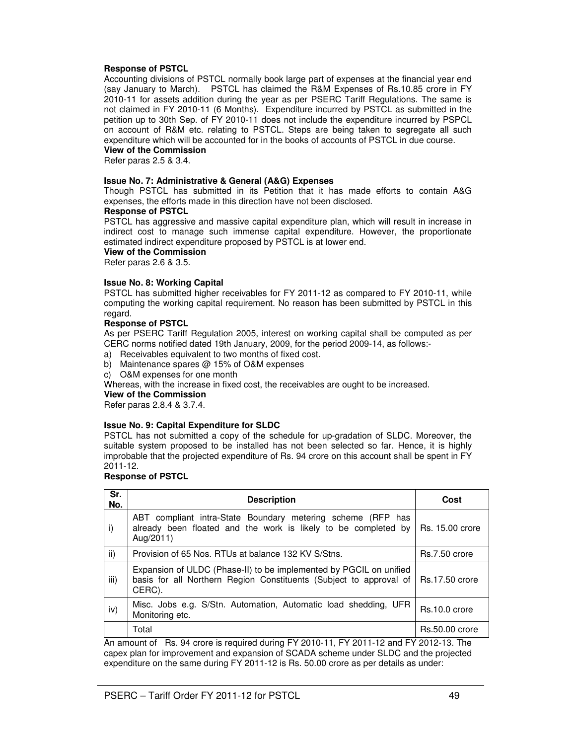**Response of PSTCL**

Accounting divisions of PSTCL normally book large part of expenses at the financial year end (say January to March). PSTCL has claimed the R&M Expenses of Rs.10.85 crore in FY 2010-11 for assets addition during the year as per PSERC Tariff Regulations. The same is not claimed in FY 2010-11 (6 Months). Expenditure incurred by PSTCL as submitted in the petition up to 30th Sep. of FY 2010-11 does not include the expenditure incurred by PSPCL on account of R&M etc. relating to PSTCL. Steps are being taken to segregate all such expenditure which will be accounted for in the books of accounts of PSTCL in due course.

**View of the Commission**

Refer paras 2.5 & 3.4.

**Issue No. 7: Administrative & General (A&G) Expenses**

Though PSTCL has submitted in its Petition that it has made efforts to contain A&G expenses, the efforts made in this direction have not been disclosed.

**Response of PSTCL**

PSTCL has aggressive and massive capital expenditure plan, which will result in increase in indirect cost to manage such immense capital expenditure. However, the proportionate estimated indirect expenditure proposed by PSTCL is at lower end.

**View of the Commission**

Refer paras 2.6 & 3.5.

**Issue No. 8: Working Capital**

PSTCL has submitted higher receivables for FY 2011-12 as compared to FY 2010-11, while computing the working capital requirement. No reason has been submitted by PSTCL in this regard.

**Response of PSTCL**

As per PSERC Tariff Regulation 2005, interest on working capital shall be computed as per CERC norms notified dated 19th January, 2009, for the period 2009-14, as follows:-

a) Receivables equivalent to two months of fixed cost.
b) Maintenance spares @ 15% of O&M expenses
c) O&M expenses for one month

Whereas, with the increase in fixed cost, the receivables are ought to be increased.

**View of the Commission**

Refer paras 2.8.4 & 3.7.4.

**Issue No. 9: Capital Expenditure for SLDC**

PSTCL has not submitted a copy of the schedule for up-gradation of SLDC. Moreover, the suitable system proposed to be installed has not been selected so far. Hence, it is highly improbable that the projected expenditure of Rs. 94 crore on this account shall be spent in FY 2011-12.

**Response of PSTCL**

| Sr. No. | Description | Cost |
|---|---|---|
| i) | ABT compliant intra-State Boundary metering scheme (RFP has already been floated and the work is likely to be completed by Aug/2011) | Rs. 15.00 crore |
| ii) | Provision of 65 Nos. RTUs at balance 132 KV S/Stns. | Rs.7.50 crore |
| iii) | Expansion of ULDC (Phase-II) to be implemented by PGCIL on unified basis for all Northern Region Constituents (Subject to approval of CERC). | Rs.17.50 crore |
| iv) | Misc. Jobs e.g. S/Stn. Automation, Automatic load shedding, UFR Monitoring etc. | Rs.10.0 crore |
| | Total | Rs.50.00 crore |

An amount of Rs. 94 crore is required during FY 2010-11, FY 2011-12 and FY 2012-13. The capex plan for improvement and expansion of SCADA scheme under SLDC and the projected expenditure on the same during FY 2011-12 is Rs. 50.00 crore as per details as under: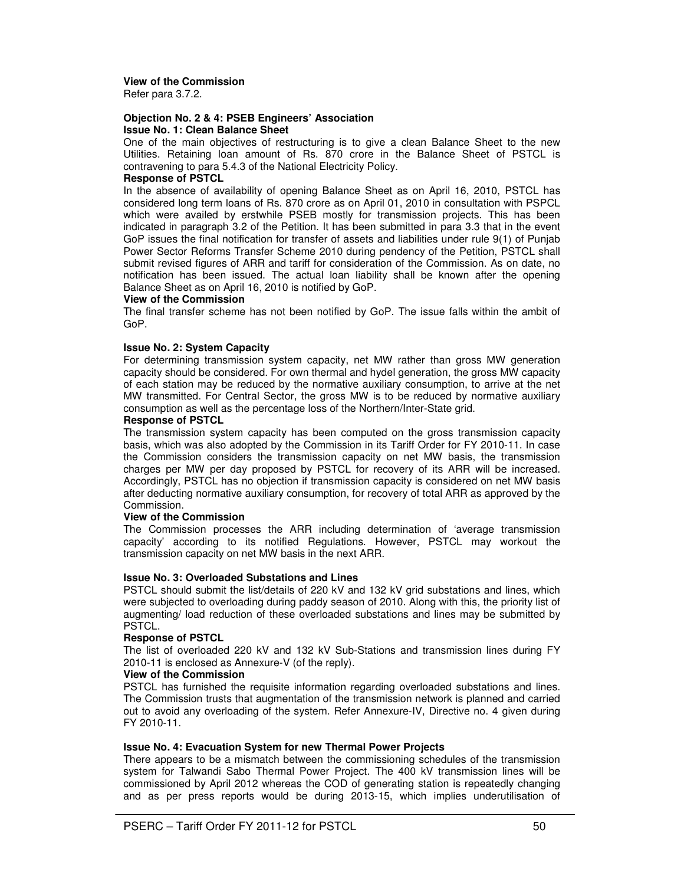**View of the Commission**

Refer para 3.7.2.

**Objection No. 2 & 4: PSEB Engineers' Association**

**Issue No. 1: Clean Balance Sheet**

One of the main objectives of restructuring is to give a clean Balance Sheet to the new Utilities. Retaining loan amount of Rs. 870 crore in the Balance Sheet of PSTCL is contravening to para 5.4.3 of the National Electricity Policy.

**Response of PSTCL**

In the absence of availability of opening Balance Sheet as on April 16, 2010, PSTCL has considered long term loans of Rs. 870 crore as on April 01, 2010 in consultation with PSPCL which were availed by erstwhile PSEB mostly for transmission projects. This has been indicated in paragraph 3.2 of the Petition. It has been submitted in para 3.3 that in the event GoP issues the final notification for transfer of assets and liabilities under rule 9(1) of Punjab Power Sector Reforms Transfer Scheme 2010 during pendency of the Petition, PSTCL shall submit revised figures of ARR and tariff for consideration of the Commission. As on date, no notification has been issued. The actual loan liability shall be known after the opening Balance Sheet as on April 16, 2010 is notified by GoP.

**View of the Commission**

The final transfer scheme has not been notified by GoP. The issue falls within the ambit of GoP.

**Issue No. 2: System Capacity**

For determining transmission system capacity, net MW rather than gross MW generation capacity should be considered. For own thermal and hydel generation, the gross MW capacity of each station may be reduced by the normative auxiliary consumption, to arrive at the net MW transmitted. For Central Sector, the gross MW is to be reduced by normative auxiliary consumption as well as the percentage loss of the Northern/Inter-State grid.

**Response of PSTCL**

The transmission system capacity has been computed on the gross transmission capacity basis, which was also adopted by the Commission in its Tariff Order for FY 2010-11. In case the Commission considers the transmission capacity on net MW basis, the transmission charges per MW per day proposed by PSTCL for recovery of its ARR will be increased. Accordingly, PSTCL has no objection if transmission capacity is considered on net MW basis after deducting normative auxiliary consumption, for recovery of total ARR as approved by the Commission.

**View of the Commission**

The Commission processes the ARR including determination of 'average transmission capacity' according to its notified Regulations. However, PSTCL may workout the transmission capacity on net MW basis in the next ARR.

**Issue No. 3: Overloaded Substations and Lines**

PSTCL should submit the list/details of 220 kV and 132 kV grid substations and lines, which were subjected to overloading during paddy season of 2010. Along with this, the priority list of augmenting/ load reduction of these overloaded substations and lines may be submitted by PSTCL.

**Response of PSTCL**

The list of overloaded 220 kV and 132 kV Sub-Stations and transmission lines during FY 2010-11 is enclosed as Annexure-V (of the reply).

**View of the Commission**

PSTCL has furnished the requisite information regarding overloaded substations and lines. The Commission trusts that augmentation of the transmission network is planned and carried out to avoid any overloading of the system. Refer Annexure-IV, Directive no. 4 given during FY 2010-11.

**Issue No. 4: Evacuation System for new Thermal Power Projects**

There appears to be a mismatch between the commissioning schedules of the transmission system for Talwandi Sabo Thermal Power Project. The 400 kV transmission lines will be commissioned by April 2012 whereas the COD of generating station is repeatedly changing and as per press reports would be during 2013-15, which implies underutilisation of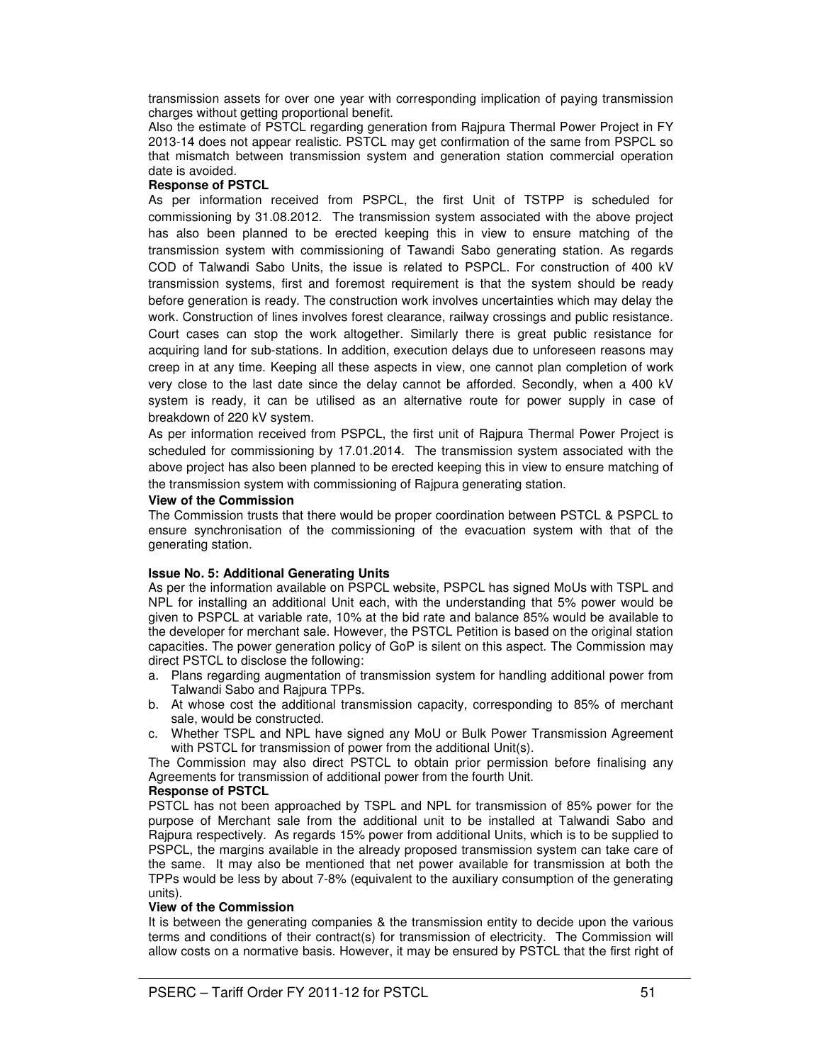transmission assets for over one year with corresponding implication of paying transmission charges without getting proportional benefit.

Also the estimate of PSTCL regarding generation from Rajpura Thermal Power Project in FY 2013-14 does not appear realistic. PSTCL may get confirmation of the same from PSPCL so that mismatch between transmission system and generation station commercial operation date is avoided.

**Response of PSTCL**

As per information received from PSPCL, the first Unit of TSTPP is scheduled for commissioning by 31.08.2012. The transmission system associated with the above project has also been planned to be erected keeping this in view to ensure matching of the transmission system with commissioning of Tawandi Sabo generating station. As regards COD of Talwandi Sabo Units, the issue is related to PSPCL. For construction of 400 kV transmission systems, first and foremost requirement is that the system should be ready before generation is ready. The construction work involves uncertainties which may delay the work. Construction of lines involves forest clearance, railway crossings and public resistance. Court cases can stop the work altogether. Similarly there is great public resistance for acquiring land for sub-stations. In addition, execution delays due to unforeseen reasons may creep in at any time. Keeping all these aspects in view, one cannot plan completion of work very close to the last date since the delay cannot be afforded. Secondly, when a 400 kV system is ready, it can be utilised as an alternative route for power supply in case of breakdown of 220 kV system.

As per information received from PSPCL, the first unit of Rajpura Thermal Power Project is scheduled for commissioning by 17.01.2014. The transmission system associated with the above project has also been planned to be erected keeping this in view to ensure matching of the transmission system with commissioning of Rajpura generating station.

**View of the Commission**

The Commission trusts that there would be proper coordination between PSTCL & PSPCL to ensure synchronisation of the commissioning of the evacuation system with that of the generating station.

**Issue No. 5: Additional Generating Units**

As per the information available on PSPCL website, PSPCL has signed MoUs with TSPL and NPL for installing an additional Unit each, with the understanding that 5% power would be given to PSPCL at variable rate, 10% at the bid rate and balance 85% would be available to the developer for merchant sale. However, the PSTCL Petition is based on the original station capacities. The power generation policy of GoP is silent on this aspect. The Commission may direct PSTCL to disclose the following:

a. Plans regarding augmentation of transmission system for handling additional power from Talwandi Sabo and Rajpura TPPs.
b. At whose cost the additional transmission capacity, corresponding to 85% of merchant sale, would be constructed.
c. Whether TSPL and NPL have signed any MoU or Bulk Power Transmission Agreement with PSTCL for transmission of power from the additional Unit(s).

The Commission may also direct PSTCL to obtain prior permission before finalising any Agreements for transmission of additional power from the fourth Unit.

**Response of PSTCL**

PSTCL has not been approached by TSPL and NPL for transmission of 85% power for the purpose of Merchant sale from the additional unit to be installed at Talwandi Sabo and Rajpura respectively. As regards 15% power from additional Units, which is to be supplied to PSPCL, the margins available in the already proposed transmission system can take care of the same. It may also be mentioned that net power available for transmission at both the TPPs would be less by about 7-8% (equivalent to the auxiliary consumption of the generating units).

**View of the Commission**

It is between the generating companies & the transmission entity to decide upon the various terms and conditions of their contract(s) for transmission of electricity. The Commission will allow costs on a normative basis. However, it may be ensured by PSTCL that the first right of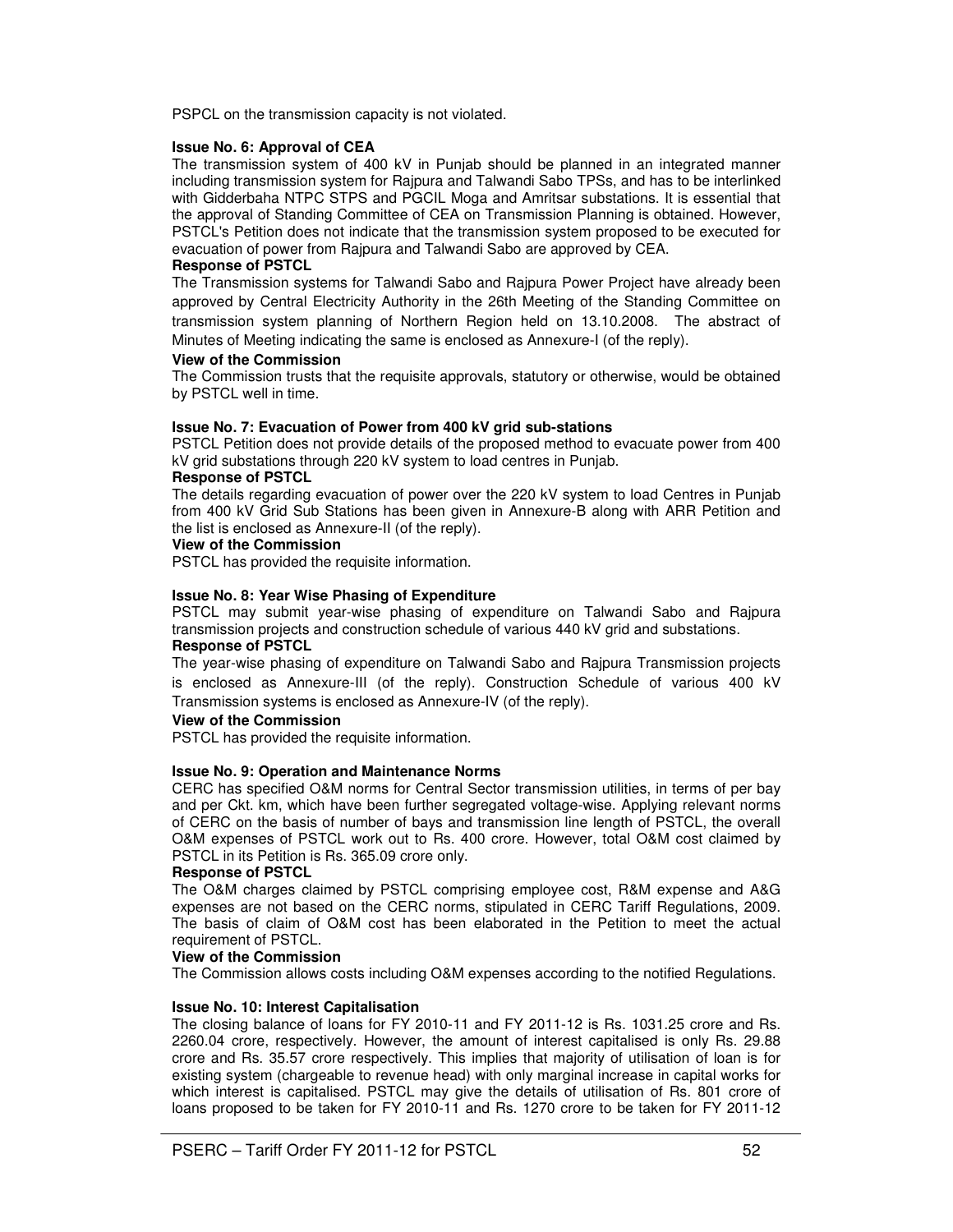PSPCL on the transmission capacity is not violated.

**Issue No. 6: Approval of CEA**

The transmission system of 400 kV in Punjab should be planned in an integrated manner including transmission system for Rajpura and Talwandi Sabo TPSs, and has to be interlinked with Gidderbaha NTPC STPS and PGCIL Moga and Amritsar substations. It is essential that the approval of Standing Committee of CEA on Transmission Planning is obtained. However, PSTCL's Petition does not indicate that the transmission system proposed to be executed for evacuation of power from Rajpura and Talwandi Sabo are approved by CEA.

**Response of PSTCL**

The Transmission systems for Talwandi Sabo and Rajpura Power Project have already been approved by Central Electricity Authority in the 26th Meeting of the Standing Committee on transmission system planning of Northern Region held on 13.10.2008. The abstract of Minutes of Meeting indicating the same is enclosed as Annexure-I (of the reply).

**View of the Commission**

The Commission trusts that the requisite approvals, statutory or otherwise, would be obtained by PSTCL well in time.

**Issue No. 7: Evacuation of Power from 400 kV grid sub-stations**

PSTCL Petition does not provide details of the proposed method to evacuate power from 400 kV grid substations through 220 kV system to load centres in Punjab.

**Response of PSTCL**

The details regarding evacuation of power over the 220 kV system to load Centres in Punjab from 400 kV Grid Sub Stations has been given in Annexure-B along with ARR Petition and the list is enclosed as Annexure-II (of the reply).

**View of the Commission**

PSTCL has provided the requisite information.

**Issue No. 8: Year Wise Phasing of Expenditure**

PSTCL may submit year-wise phasing of expenditure on Talwandi Sabo and Rajpura transmission projects and construction schedule of various 440 kV grid and substations.

**Response of PSTCL**

The year-wise phasing of expenditure on Talwandi Sabo and Rajpura Transmission projects is enclosed as Annexure-III (of the reply). Construction Schedule of various 400 kV Transmission systems is enclosed as Annexure-IV (of the reply).

**View of the Commission**

PSTCL has provided the requisite information.

**Issue No. 9: Operation and Maintenance Norms**

CERC has specified O&M norms for Central Sector transmission utilities, in terms of per bay and per Ckt. km, which have been further segregated voltage-wise. Applying relevant norms of CERC on the basis of number of bays and transmission line length of PSTCL, the overall O&M expenses of PSTCL work out to Rs. 400 crore. However, total O&M cost claimed by PSTCL in its Petition is Rs. 365.09 crore only.

**Response of PSTCL**

The O&M charges claimed by PSTCL comprising employee cost, R&M expense and A&G expenses are not based on the CERC norms, stipulated in CERC Tariff Regulations, 2009. The basis of claim of O&M cost has been elaborated in the Petition to meet the actual requirement of PSTCL.

**View of the Commission**

The Commission allows costs including O&M expenses according to the notified Regulations.

**Issue No. 10: Interest Capitalisation**

The closing balance of loans for FY 2010-11 and FY 2011-12 is Rs. 1031.25 crore and Rs. 2260.04 crore, respectively. However, the amount of interest capitalised is only Rs. 29.88 crore and Rs. 35.57 crore respectively. This implies that majority of utilisation of loan is for existing system (chargeable to revenue head) with only marginal increase in capital works for which interest is capitalised. PSTCL may give the details of utilisation of Rs. 801 crore of loans proposed to be taken for FY 2010-11 and Rs. 1270 crore to be taken for FY 2011-12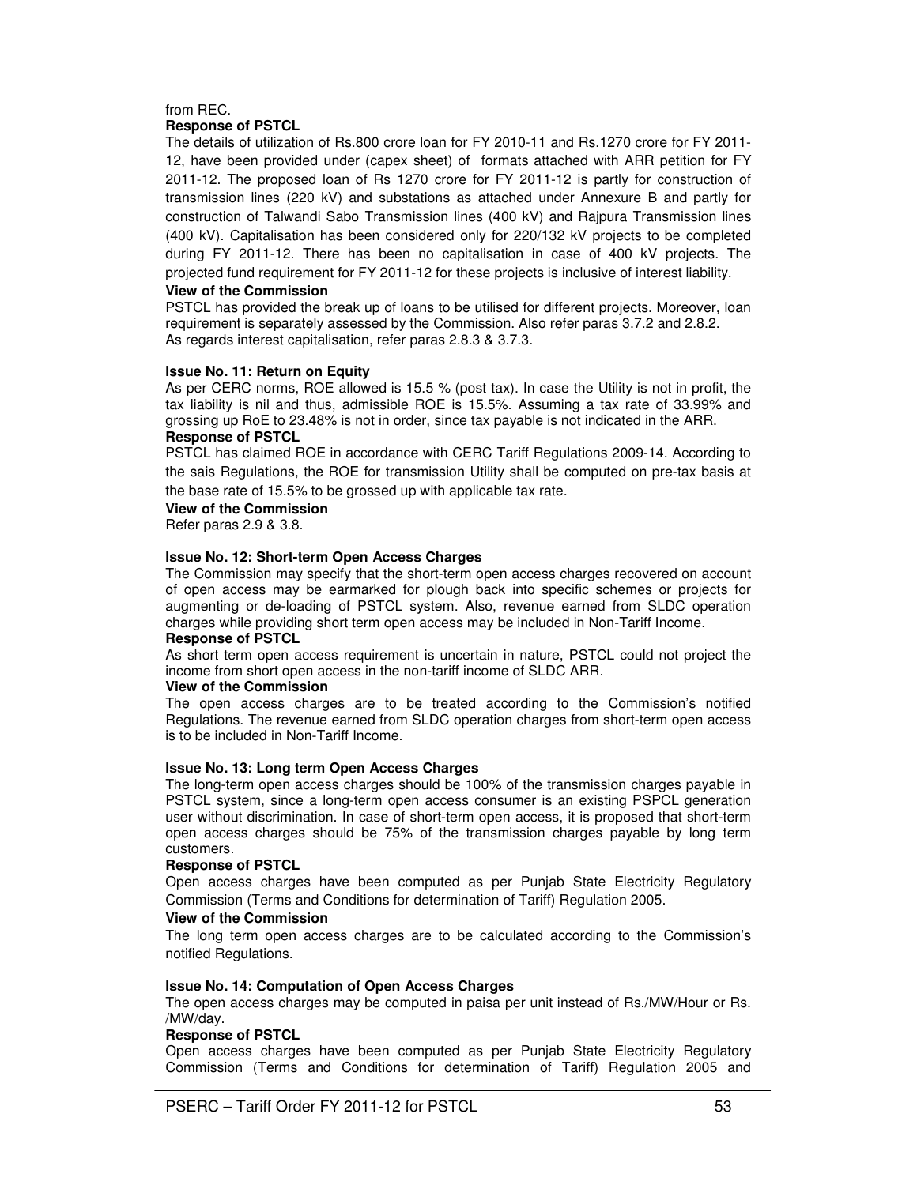from REC.

**Response of PSTCL**

The details of utilization of Rs.800 crore loan for FY 2010-11 and Rs.1270 crore for FY 2011-12, have been provided under (capex sheet) of formats attached with ARR petition for FY 2011-12. The proposed loan of Rs 1270 crore for FY 2011-12 is partly for construction of transmission lines (220 kV) and substations as attached under Annexure B and partly for construction of Talwandi Sabo Transmission lines (400 kV) and Rajpura Transmission lines (400 kV). Capitalisation has been considered only for 220/132 kV projects to be completed during FY 2011-12. There has been no capitalisation in case of 400 kV projects. The projected fund requirement for FY 2011-12 for these projects is inclusive of interest liability.

**View of the Commission**

PSTCL has provided the break up of loans to be utilised for different projects. Moreover, loan requirement is separately assessed by the Commission. Also refer paras 3.7.2 and 2.8.2. As regards interest capitalisation, refer paras 2.8.3 & 3.7.3.

**Issue No. 11: Return on Equity**

As per CERC norms, ROE allowed is 15.5 % (post tax). In case the Utility is not in profit, the tax liability is nil and thus, admissible ROE is 15.5%. Assuming a tax rate of 33.99% and grossing up RoE to 23.48% is not in order, since tax payable is not indicated in the ARR.

**Response of PSTCL**

PSTCL has claimed ROE in accordance with CERC Tariff Regulations 2009-14. According to the sais Regulations, the ROE for transmission Utility shall be computed on pre-tax basis at the base rate of 15.5% to be grossed up with applicable tax rate.

**View of the Commission**

Refer paras 2.9 & 3.8.

**Issue No. 12: Short-term Open Access Charges**

The Commission may specify that the short-term open access charges recovered on account of open access may be earmarked for plough back into specific schemes or projects for augmenting or de-loading of PSTCL system. Also, revenue earned from SLDC operation charges while providing short term open access may be included in Non-Tariff Income.

**Response of PSTCL**

As short term open access requirement is uncertain in nature, PSTCL could not project the income from short open access in the non-tariff income of SLDC ARR.

**View of the Commission**

The open access charges are to be treated according to the Commission's notified Regulations. The revenue earned from SLDC operation charges from short-term open access is to be included in Non-Tariff Income.

**Issue No. 13: Long term Open Access Charges**

The long-term open access charges should be 100% of the transmission charges payable in PSTCL system, since a long-term open access consumer is an existing PSPCL generation user without discrimination. In case of short-term open access, it is proposed that short-term open access charges should be 75% of the transmission charges payable by long term customers.

**Response of PSTCL**

Open access charges have been computed as per Punjab State Electricity Regulatory Commission (Terms and Conditions for determination of Tariff) Regulation 2005.

**View of the Commission**

The long term open access charges are to be calculated according to the Commission's notified Regulations.

**Issue No. 14: Computation of Open Access Charges**

The open access charges may be computed in paisa per unit instead of Rs./MW/Hour or Rs. /MW/day.

**Response of PSTCL**

Open access charges have been computed as per Punjab State Electricity Regulatory Commission (Terms and Conditions for determination of Tariff) Regulation 2005 and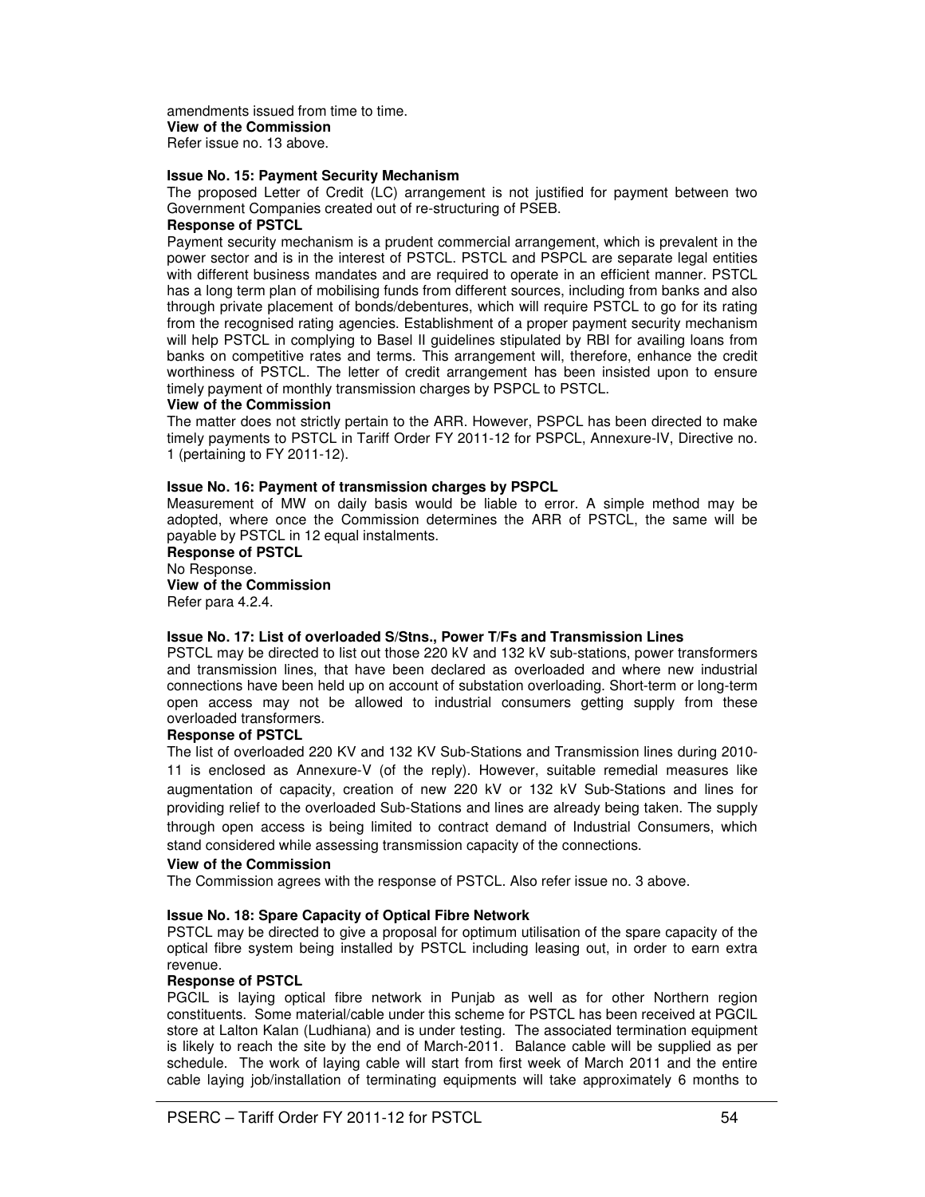amendments issued from time to time.

**View of the Commission**

Refer issue no. 13 above.

**Issue No. 15: Payment Security Mechanism**

The proposed Letter of Credit (LC) arrangement is not justified for payment between two Government Companies created out of re-structuring of PSEB.

**Response of PSTCL**

Payment security mechanism is a prudent commercial arrangement, which is prevalent in the power sector and is in the interest of PSTCL. PSTCL and PSPCL are separate legal entities with different business mandates and are required to operate in an efficient manner. PSTCL has a long term plan of mobilising funds from different sources, including from banks and also through private placement of bonds/debentures, which will require PSTCL to go for its rating from the recognised rating agencies. Establishment of a proper payment security mechanism will help PSTCL in complying to Basel II guidelines stipulated by RBI for availing loans from banks on competitive rates and terms. This arrangement will, therefore, enhance the credit worthiness of PSTCL. The letter of credit arrangement has been insisted upon to ensure timely payment of monthly transmission charges by PSPCL to PSTCL.

**View of the Commission**

The matter does not strictly pertain to the ARR. However, PSPCL has been directed to make timely payments to PSTCL in Tariff Order FY 2011-12 for PSPCL, Annexure-IV, Directive no. 1 (pertaining to FY 2011-12).

**Issue No. 16: Payment of transmission charges by PSPCL**

Measurement of MW on daily basis would be liable to error. A simple method may be adopted, where once the Commission determines the ARR of PSTCL, the same will be payable by PSTCL in 12 equal instalments.

**Response of PSTCL**

No Response.

**View of the Commission**

Refer para 4.2.4.

**Issue No. 17: List of overloaded S/Stns., Power T/Fs and Transmission Lines**

PSTCL may be directed to list out those 220 kV and 132 kV sub-stations, power transformers and transmission lines, that have been declared as overloaded and where new industrial connections have been held up on account of substation overloading. Short-term or long-term open access may not be allowed to industrial consumers getting supply from these overloaded transformers.

**Response of PSTCL**

The list of overloaded 220 KV and 132 KV Sub-Stations and Transmission lines during 2010-11 is enclosed as Annexure-V (of the reply). However, suitable remedial measures like augmentation of capacity, creation of new 220 kV or 132 kV Sub-Stations and lines for providing relief to the overloaded Sub-Stations and lines are already being taken. The supply through open access is being limited to contract demand of Industrial Consumers, which stand considered while assessing transmission capacity of the connections.

**View of the Commission**

The Commission agrees with the response of PSTCL. Also refer issue no. 3 above.

**Issue No. 18: Spare Capacity of Optical Fibre Network**

PSTCL may be directed to give a proposal for optimum utilisation of the spare capacity of the optical fibre system being installed by PSTCL including leasing out, in order to earn extra revenue.

**Response of PSTCL**

PGCIL is laying optical fibre network in Punjab as well as for other Northern region constituents. Some material/cable under this scheme for PSTCL has been received at PGCIL store at Lalton Kalan (Ludhiana) and is under testing. The associated termination equipment is likely to reach the site by the end of March-2011. Balance cable will be supplied as per schedule. The work of laying cable will start from first week of March 2011 and the entire cable laying job/installation of terminating equipments will take approximately 6 months to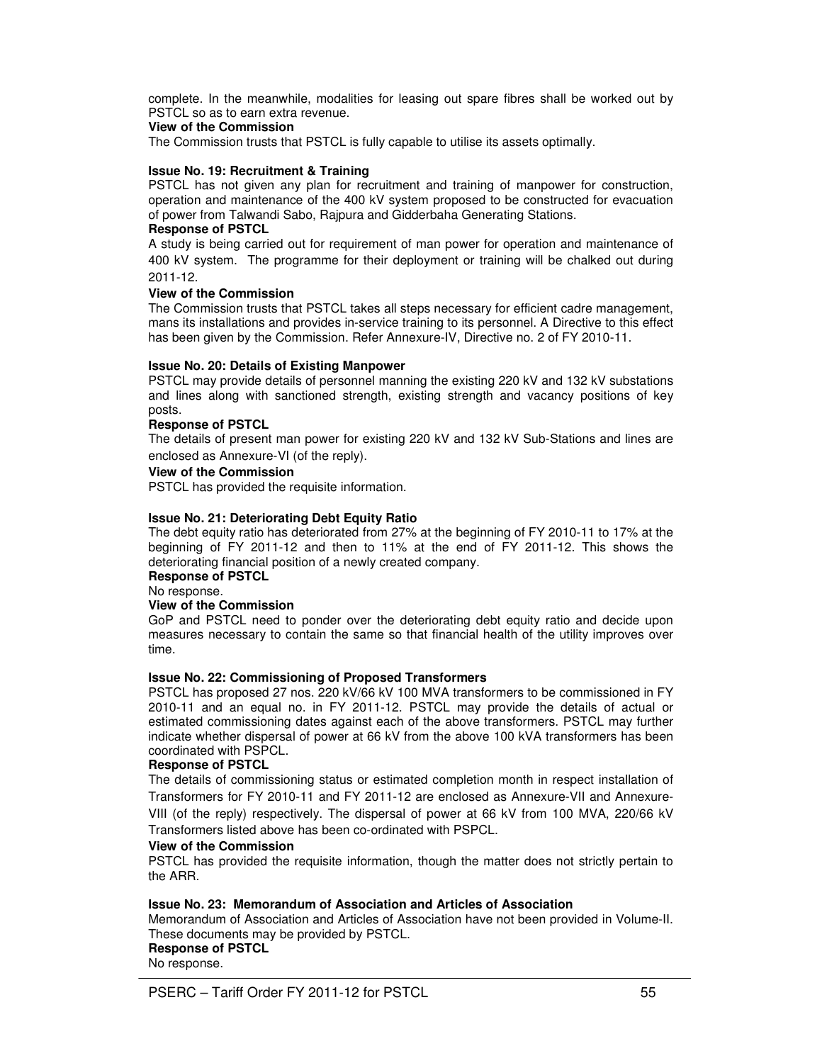complete. In the meanwhile, modalities for leasing out spare fibres shall be worked out by PSTCL so as to earn extra revenue.

**View of the Commission**

The Commission trusts that PSTCL is fully capable to utilise its assets optimally.

**Issue No. 19: Recruitment & Training**

PSTCL has not given any plan for recruitment and training of manpower for construction, operation and maintenance of the 400 kV system proposed to be constructed for evacuation of power from Talwandi Sabo, Rajpura and Gidderbaha Generating Stations.

**Response of PSTCL**

A study is being carried out for requirement of man power for operation and maintenance of 400 kV system. The programme for their deployment or training will be chalked out during 2011-12.

**View of the Commission**

The Commission trusts that PSTCL takes all steps necessary for efficient cadre management, mans its installations and provides in-service training to its personnel. A Directive to this effect has been given by the Commission. Refer Annexure-IV, Directive no. 2 of FY 2010-11.

**Issue No. 20: Details of Existing Manpower**

PSTCL may provide details of personnel manning the existing 220 kV and 132 kV substations and lines along with sanctioned strength, existing strength and vacancy positions of key posts.

**Response of PSTCL**

The details of present man power for existing 220 kV and 132 kV Sub-Stations and lines are enclosed as Annexure-VI (of the reply).

**View of the Commission**

PSTCL has provided the requisite information.

**Issue No. 21: Deteriorating Debt Equity Ratio**

The debt equity ratio has deteriorated from 27% at the beginning of FY 2010-11 to 17% at the beginning of FY 2011-12 and then to 11% at the end of FY 2011-12. This shows the deteriorating financial position of a newly created company.

**Response of PSTCL**

No response.

**View of the Commission**

GoP and PSTCL need to ponder over the deteriorating debt equity ratio and decide upon measures necessary to contain the same so that financial health of the utility improves over time.

**Issue No. 22: Commissioning of Proposed Transformers**

PSTCL has proposed 27 nos. 220 kV/66 kV 100 MVA transformers to be commissioned in FY 2010-11 and an equal no. in FY 2011-12. PSTCL may provide the details of actual or estimated commissioning dates against each of the above transformers. PSTCL may further indicate whether dispersal of power at 66 kV from the above 100 kVA transformers has been coordinated with PSPCL.

**Response of PSTCL**

The details of commissioning status or estimated completion month in respect installation of Transformers for FY 2010-11 and FY 2011-12 are enclosed as Annexure-VII and Annexure-VIII (of the reply) respectively. The dispersal of power at 66 kV from 100 MVA, 220/66 kV Transformers listed above has been co-ordinated with PSPCL.

**View of the Commission**

PSTCL has provided the requisite information, though the matter does not strictly pertain to the ARR.

**Issue No. 23: Memorandum of Association and Articles of Association**

Memorandum of Association and Articles of Association have not been provided in Volume-II. These documents may be provided by PSTCL.

**Response of PSTCL**

No response.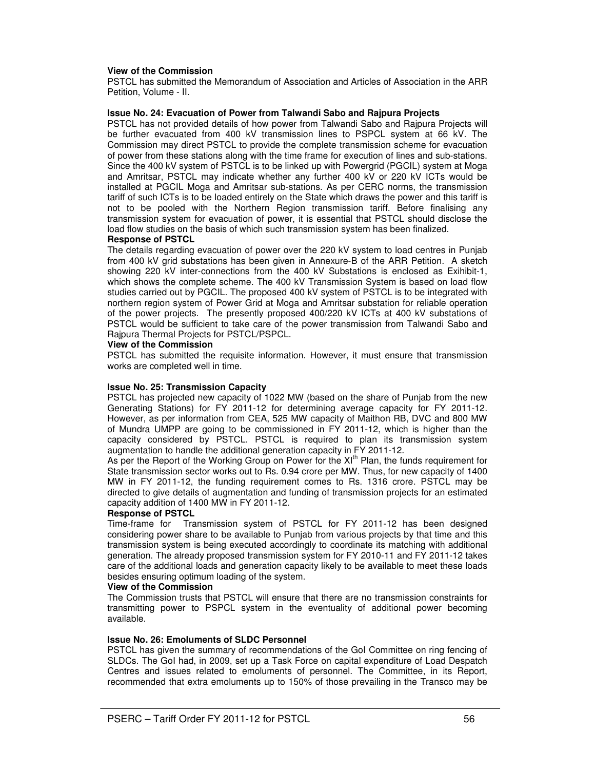**View of the Commission**

PSTCL has submitted the Memorandum of Association and Articles of Association in the ARR Petition, Volume - II.

**Issue No. 24: Evacuation of Power from Talwandi Sabo and Rajpura Projects**

PSTCL has not provided details of how power from Talwandi Sabo and Rajpura Projects will be further evacuated from 400 kV transmission lines to PSPCL system at 66 kV. The Commission may direct PSTCL to provide the complete transmission scheme for evacuation of power from these stations along with the time frame for execution of lines and sub-stations. Since the 400 kV system of PSTCL is to be linked up with Powergrid (PGCIL) system at Moga and Amritsar, PSTCL may indicate whether any further 400 kV or 220 kV ICTs would be installed at PGCIL Moga and Amritsar sub-stations. As per CERC norms, the transmission tariff of such ICTs is to be loaded entirely on the State which draws the power and this tariff is not to be pooled with the Northern Region transmission tariff. Before finalising any transmission system for evacuation of power, it is essential that PSTCL should disclose the load flow studies on the basis of which such transmission system has been finalized.

**Response of PSTCL**

The details regarding evacuation of power over the 220 kV system to load centres in Punjab from 400 kV grid substations has been given in Annexure-B of the ARR Petition. A sketch showing 220 kV inter-connections from the 400 kV Substations is enclosed as Exihibit-1, which shows the complete scheme. The 400 kV Transmission System is based on load flow studies carried out by PGCIL. The proposed 400 kV system of PSTCL is to be integrated with northern region system of Power Grid at Moga and Amritsar substation for reliable operation of the power projects. The presently proposed 400/220 kV ICTs at 400 kV substations of PSTCL would be sufficient to take care of the power transmission from Talwandi Sabo and Rajpura Thermal Projects for PSTCL/PSPCL.

**View of the Commission**

PSTCL has submitted the requisite information. However, it must ensure that transmission works are completed well in time.

**Issue No. 25: Transmission Capacity**

PSTCL has projected new capacity of 1022 MW (based on the share of Punjab from the new Generating Stations) for FY 2011-12 for determining average capacity for FY 2011-12. However, as per information from CEA, 525 MW capacity of Maithon RB, DVC and 800 MW of Mundra UMPP are going to be commissioned in FY 2011-12, which is higher than the capacity considered by PSTCL. PSTCL is required to plan its transmission system augmentation to handle the additional generation capacity in FY 2011-12.

As per the Report of the Working Group on Power for the XIth Plan, the funds requirement for State transmission sector works out to Rs. 0.94 crore per MW. Thus, for new capacity of 1400 MW in FY 2011-12, the funding requirement comes to Rs. 1316 crore. PSTCL may be directed to give details of augmentation and funding of transmission projects for an estimated capacity addition of 1400 MW in FY 2011-12.

**Response of PSTCL**

Time-frame for Transmission system of PSTCL for FY 2011-12 has been designed considering power share to be available to Punjab from various projects by that time and this transmission system is being executed accordingly to coordinate its matching with additional generation. The already proposed transmission system for FY 2010-11 and FY 2011-12 takes care of the additional loads and generation capacity likely to be available to meet these loads besides ensuring optimum loading of the system.

**View of the Commission**

The Commission trusts that PSTCL will ensure that there are no transmission constraints for transmitting power to PSPCL system in the eventuality of additional power becoming available.

**Issue No. 26: Emoluments of SLDC Personnel**

PSTCL has given the summary of recommendations of the GoI Committee on ring fencing of SLDCs. The GoI had, in 2009, set up a Task Force on capital expenditure of Load Despatch Centres and issues related to emoluments of personnel. The Committee, in its Report, recommended that extra emoluments up to 150% of those prevailing in the Transco may be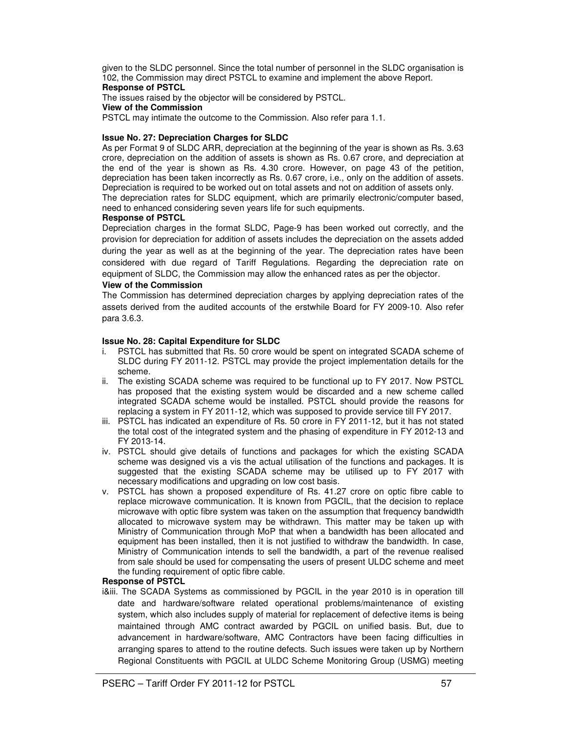given to the SLDC personnel. Since the total number of personnel in the SLDC organisation is 102, the Commission may direct PSTCL to examine and implement the above Report.

**Response of PSTCL**

The issues raised by the objector will be considered by PSTCL.

**View of the Commission**

PSTCL may intimate the outcome to the Commission. Also refer para 1.1.

**Issue No. 27: Depreciation Charges for SLDC**

As per Format 9 of SLDC ARR, depreciation at the beginning of the year is shown as Rs. 3.63 crore, depreciation on the addition of assets is shown as Rs. 0.67 crore, and depreciation at the end of the year is shown as Rs. 4.30 crore. However, on page 43 of the petition, depreciation has been taken incorrectly as Rs. 0.67 crore, i.e., only on the addition of assets. Depreciation is required to be worked out on total assets and not on addition of assets only.

The depreciation rates for SLDC equipment, which are primarily electronic/computer based, need to enhanced considering seven years life for such equipments.

**Response of PSTCL**

Depreciation charges in the format SLDC, Page-9 has been worked out correctly, and the provision for depreciation for addition of assets includes the depreciation on the assets added during the year as well as at the beginning of the year. The depreciation rates have been considered with due regard of Tariff Regulations. Regarding the depreciation rate on equipment of SLDC, the Commission may allow the enhanced rates as per the objector.

**View of the Commission**

The Commission has determined depreciation charges by applying depreciation rates of the assets derived from the audited accounts of the erstwhile Board for FY 2009-10. Also refer para 3.6.3.

**Issue No. 28: Capital Expenditure for SLDC**

i. PSTCL has submitted that Rs. 50 crore would be spent on integrated SCADA scheme of SLDC during FY 2011-12. PSTCL may provide the project implementation details for the scheme.
ii. The existing SCADA scheme was required to be functional up to FY 2017. Now PSTCL has proposed that the existing system would be discarded and a new scheme called integrated SCADA scheme would be installed. PSTCL should provide the reasons for replacing a system in FY 2011-12, which was supposed to provide service till FY 2017.
iii. PSTCL has indicated an expenditure of Rs. 50 crore in FY 2011-12, but it has not stated the total cost of the integrated system and the phasing of expenditure in FY 2012-13 and FY 2013-14.
iv. PSTCL should give details of functions and packages for which the existing SCADA scheme was designed vis a vis the actual utilisation of the functions and packages. It is suggested that the existing SCADA scheme may be utilised up to FY 2017 with necessary modifications and upgrading on low cost basis.
v. PSTCL has shown a proposed expenditure of Rs. 41.27 crore on optic fibre cable to replace microwave communication. It is known from PGCIL, that the decision to replace microwave with optic fibre system was taken on the assumption that frequency bandwidth allocated to microwave system may be withdrawn. This matter may be taken up with Ministry of Communication through MoP that when a bandwidth has been allocated and equipment has been installed, then it is not justified to withdraw the bandwidth. In case, Ministry of Communication intends to sell the bandwidth, a part of the revenue realised from sale should be used for compensating the users of present ULDC scheme and meet the funding requirement of optic fibre cable.

**Response of PSTCL**

i&iii. The SCADA Systems as commissioned by PGCIL in the year 2010 is in operation till date and hardware/software related operational problems/maintenance of existing system, which also includes supply of material for replacement of defective items is being maintained through AMC contract awarded by PGCIL on unified basis. But, due to advancement in hardware/software, AMC Contractors have been facing difficulties in arranging spares to attend to the routine defects. Such issues were taken up by Northern Regional Constituents with PGCIL at ULDC Scheme Monitoring Group (USMG) meeting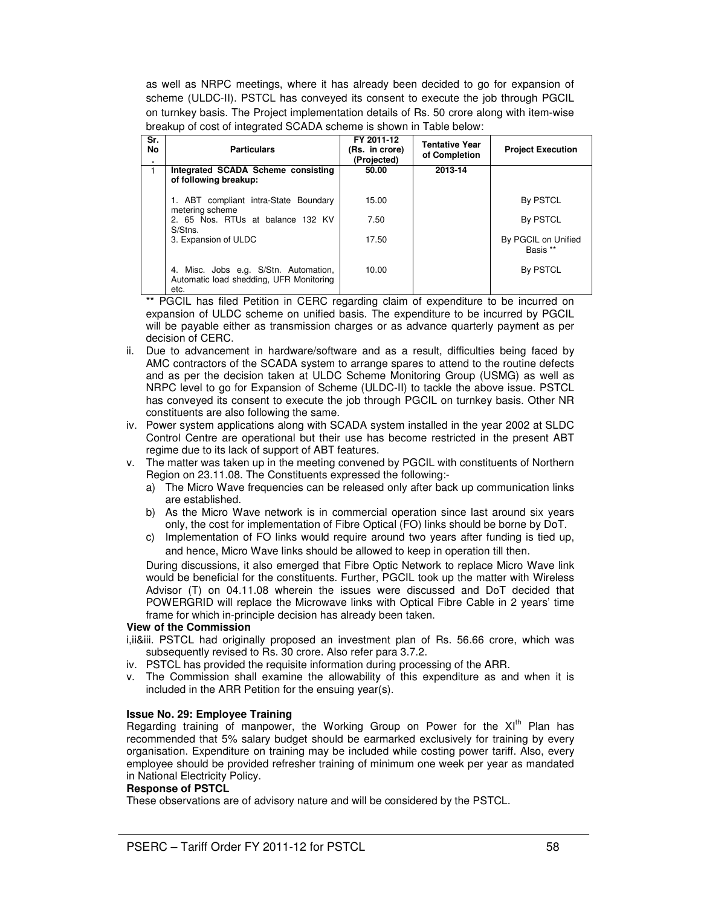as well as NRPC meetings, where it has already been decided to go for expansion of scheme (ULDC-II). PSTCL has conveyed its consent to execute the job through PGCIL on turnkey basis. The Project implementation details of Rs. 50 crore along with item-wise breakup of cost of integrated SCADA scheme is shown in Table below:

| Sr. No. | Particulars | FY 2011-12 (Rs. in crore) (Projected) | Tentative Year of Completion | Project Execution |
|---|---|---|---|---|
| 1 | **Integrated SCADA Scheme consisting of following breakup:** | **50.00** | **2013-14** | |
| | 1. ABT compliant intra-State Boundary metering scheme | 15.00 | | By PSTCL |
| | 2. 65 Nos. RTUs at balance 132 KV S/Stns. | 7.50 | | By PSTCL |
| | 3. Expansion of ULDC | 17.50 | | By PGCIL on Unified Basis ** |
| | 4. Misc. Jobs e.g. S/Stn. Automation, Automatic load shedding, UFR Monitoring etc. | 10.00 | | By PSTCL |

** PGCIL has filed Petition in CERC regarding claim of expenditure to be incurred on expansion of ULDC scheme on unified basis. The expenditure to be incurred by PGCIL will be payable either as transmission charges or as advance quarterly payment as per decision of CERC.

ii. Due to advancement in hardware/software and as a result, difficulties being faced by AMC contractors of the SCADA system to arrange spares to attend to the routine defects and as per the decision taken at ULDC Scheme Monitoring Group (USMG) as well as NRPC level to go for Expansion of Scheme (ULDC-II) to tackle the above issue. PSTCL has conveyed its consent to execute the job through PGCIL on turnkey basis. Other NR constituents are also following the same.

iv. Power system applications along with SCADA system installed in the year 2002 at SLDC Control Centre are operational but their use has become restricted in the present ABT regime due to its lack of support of ABT features.

v. The matter was taken up in the meeting convened by PGCIL with constituents of Northern Region on 23.11.08. The Constituents expressed the following:-
   a) The Micro Wave frequencies can be released only after back up communication links are established.
   b) As the Micro Wave network is in commercial operation since last around six years only, the cost for implementation of Fibre Optical (FO) links should be borne by DoT.
   c) Implementation of FO links would require around two years after funding is tied up, and hence, Micro Wave links should be allowed to keep in operation till then.

   During discussions, it also emerged that Fibre Optic Network to replace Micro Wave link would be beneficial for the constituents. Further, PGCIL took up the matter with Wireless Advisor (T) on 04.11.08 wherein the issues were discussed and DoT decided that POWERGRID will replace the Microwave links with Optical Fibre Cable in 2 years' time frame for which in-principle decision has already been taken.

**View of the Commission**

i,ii&iii. PSTCL had originally proposed an investment plan of Rs. 56.66 crore, which was subsequently revised to Rs. 30 crore. Also refer para 3.7.2.

iv. PSTCL has provided the requisite information during processing of the ARR.

v. The Commission shall examine the allowability of this expenditure as and when it is included in the ARR Petition for the ensuing year(s).

**Issue No. 29: Employee Training**

Regarding training of manpower, the Working Group on Power for the XI[th] Plan has recommended that 5% salary budget should be earmarked exclusively for training by every organisation. Expenditure on training may be included while costing power tariff. Also, every employee should be provided refresher training of minimum one week per year as mandated in National Electricity Policy.

**Response of PSTCL**

These observations are of advisory nature and will be considered by the PSTCL.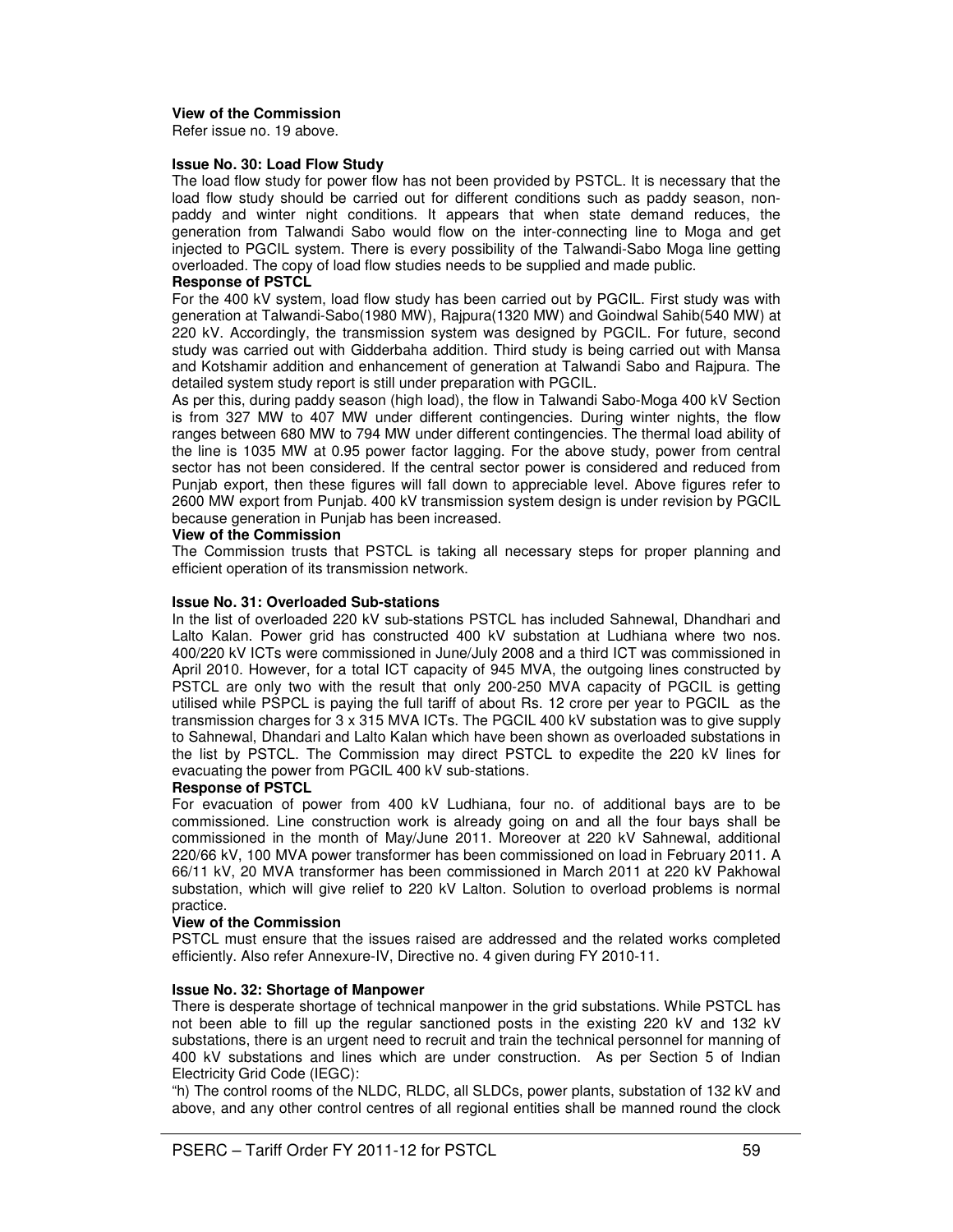**View of the Commission**

Refer issue no. 19 above.

**Issue No. 30: Load Flow Study**

The load flow study for power flow has not been provided by PSTCL. It is necessary that the load flow study should be carried out for different conditions such as paddy season, non-paddy and winter night conditions. It appears that when state demand reduces, the generation from Talwandi Sabo would flow on the inter-connecting line to Moga and get injected to PGCIL system. There is every possibility of the Talwandi-Sabo Moga line getting overloaded. The copy of load flow studies needs to be supplied and made public.

**Response of PSTCL**

For the 400 kV system, load flow study has been carried out by PGCIL. First study was with generation at Talwandi-Sabo(1980 MW), Rajpura(1320 MW) and Goindwal Sahib(540 MW) at 220 kV. Accordingly, the transmission system was designed by PGCIL. For future, second study was carried out with Gidderbaha addition. Third study is being carried out with Mansa and Kotshamir addition and enhancement of generation at Talwandi Sabo and Rajpura. The detailed system study report is still under preparation with PGCIL.

As per this, during paddy season (high load), the flow in Talwandi Sabo-Moga 400 kV Section is from 327 MW to 407 MW under different contingencies. During winter nights, the flow ranges between 680 MW to 794 MW under different contingencies. The thermal load ability of the line is 1035 MW at 0.95 power factor lagging. For the above study, power from central sector has not been considered. If the central sector power is considered and reduced from Punjab export, then these figures will fall down to appreciable level. Above figures refer to 2600 MW export from Punjab. 400 kV transmission system design is under revision by PGCIL because generation in Punjab has been increased.

**View of the Commission**

The Commission trusts that PSTCL is taking all necessary steps for proper planning and efficient operation of its transmission network.

**Issue No. 31: Overloaded Sub-stations**

In the list of overloaded 220 kV sub-stations PSTCL has included Sahnewal, Dhandhari and Lalto Kalan. Power grid has constructed 400 kV substation at Ludhiana where two nos. 400/220 kV ICTs were commissioned in June/July 2008 and a third ICT was commissioned in April 2010. However, for a total ICT capacity of 945 MVA, the outgoing lines constructed by PSTCL are only two with the result that only 200-250 MVA capacity of PGCIL is getting utilised while PSPCL is paying the full tariff of about Rs. 12 crore per year to PGCIL as the transmission charges for 3 x 315 MVA ICTs. The PGCIL 400 kV substation was to give supply to Sahnewal, Dhandari and Lalto Kalan which have been shown as overloaded substations in the list by PSTCL. The Commission may direct PSTCL to expedite the 220 kV lines for evacuating the power from PGCIL 400 kV sub-stations.

**Response of PSTCL**

For evacuation of power from 400 kV Ludhiana, four no. of additional bays are to be commissioned. Line construction work is already going on and all the four bays shall be commissioned in the month of May/June 2011. Moreover at 220 kV Sahnewal, additional 220/66 kV, 100 MVA power transformer has been commissioned on load in February 2011. A 66/11 kV, 20 MVA transformer has been commissioned in March 2011 at 220 kV Pakhowal substation, which will give relief to 220 kV Lalton. Solution to overload problems is normal practice.

**View of the Commission**

PSTCL must ensure that the issues raised are addressed and the related works completed efficiently. Also refer Annexure-IV, Directive no. 4 given during FY 2010-11.

**Issue No. 32: Shortage of Manpower**

There is desperate shortage of technical manpower in the grid substations. While PSTCL has not been able to fill up the regular sanctioned posts in the existing 220 kV and 132 kV substations, there is an urgent need to recruit and train the technical personnel for manning of 400 kV substations and lines which are under construction. As per Section 5 of Indian Electricity Grid Code (IEGC):

"h) The control rooms of the NLDC, RLDC, all SLDCs, power plants, substation of 132 kV and above, and any other control centres of all regional entities shall be manned round the clock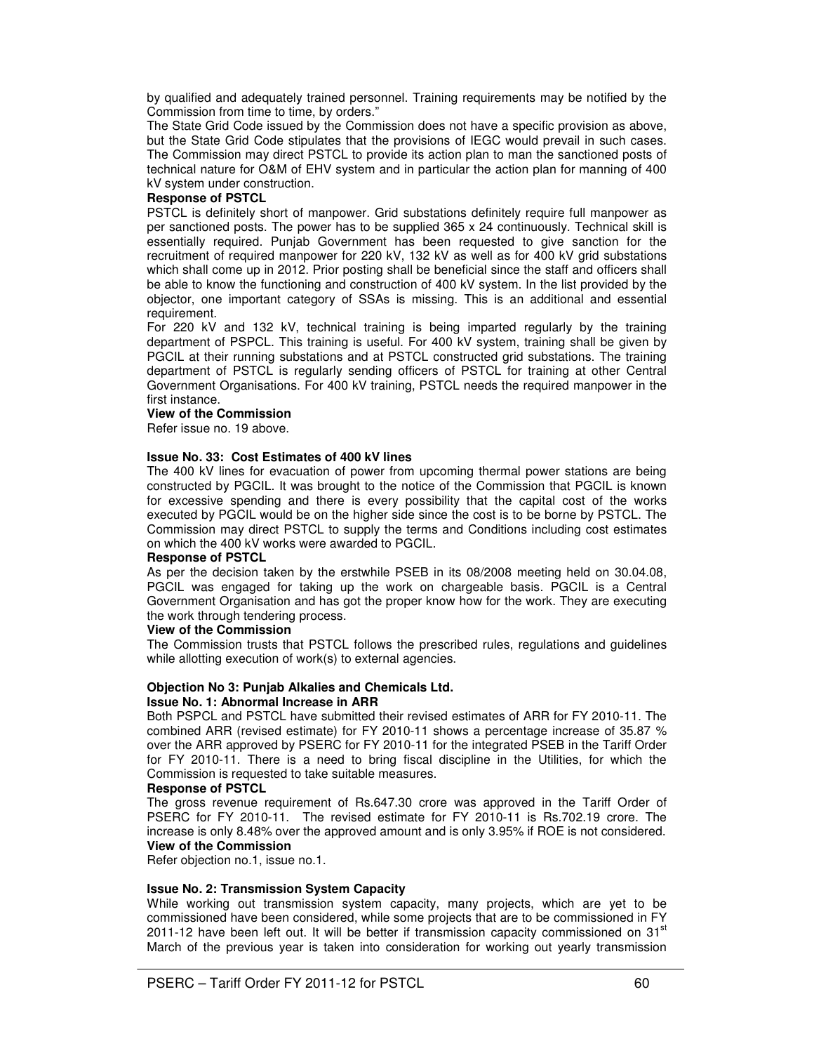by qualified and adequately trained personnel. Training requirements may be notified by the Commission from time to time, by orders."

The State Grid Code issued by the Commission does not have a specific provision as above, but the State Grid Code stipulates that the provisions of IEGC would prevail in such cases. The Commission may direct PSTCL to provide its action plan to man the sanctioned posts of technical nature for O&M of EHV system and in particular the action plan for manning of 400 kV system under construction.

**Response of PSTCL**

PSTCL is definitely short of manpower. Grid substations definitely require full manpower as per sanctioned posts. The power has to be supplied 365 x 24 continuously. Technical skill is essentially required. Punjab Government has been requested to give sanction for the recruitment of required manpower for 220 kV, 132 kV as well as for 400 kV grid substations which shall come up in 2012. Prior posting shall be beneficial since the staff and officers shall be able to know the functioning and construction of 400 kV system. In the list provided by the objector, one important category of SSAs is missing. This is an additional and essential requirement.

For 220 kV and 132 kV, technical training is being imparted regularly by the training department of PSPCL. This training is useful. For 400 kV system, training shall be given by PGCIL at their running substations and at PSTCL constructed grid substations. The training department of PSTCL is regularly sending officers of PSTCL for training at other Central Government Organisations. For 400 kV training, PSTCL needs the required manpower in the first instance.

**View of the Commission**

Refer issue no. 19 above.

**Issue No. 33: Cost Estimates of 400 kV lines**

The 400 kV lines for evacuation of power from upcoming thermal power stations are being constructed by PGCIL. It was brought to the notice of the Commission that PGCIL is known for excessive spending and there is every possibility that the capital cost of the works executed by PGCIL would be on the higher side since the cost is to be borne by PSTCL. The Commission may direct PSTCL to supply the terms and Conditions including cost estimates on which the 400 kV works were awarded to PGCIL.

**Response of PSTCL**

As per the decision taken by the erstwhile PSEB in its 08/2008 meeting held on 30.04.08, PGCIL was engaged for taking up the work on chargeable basis. PGCIL is a Central Government Organisation and has got the proper know how for the work. They are executing the work through tendering process.

**View of the Commission**

The Commission trusts that PSTCL follows the prescribed rules, regulations and guidelines while allotting execution of work(s) to external agencies.

**Objection No 3: Punjab Alkalies and Chemicals Ltd.**

**Issue No. 1: Abnormal Increase in ARR**

Both PSPCL and PSTCL have submitted their revised estimates of ARR for FY 2010-11. The combined ARR (revised estimate) for FY 2010-11 shows a percentage increase of 35.87 % over the ARR approved by PSERC for FY 2010-11 for the integrated PSEB in the Tariff Order for FY 2010-11. There is a need to bring fiscal discipline in the Utilities, for which the Commission is requested to take suitable measures.

**Response of PSTCL**

The gross revenue requirement of Rs.647.30 crore was approved in the Tariff Order of PSERC for FY 2010-11. The revised estimate for FY 2010-11 is Rs.702.19 crore. The increase is only 8.48% over the approved amount and is only 3.95% if ROE is not considered.

**View of the Commission**

Refer objection no.1, issue no.1.

**Issue No. 2: Transmission System Capacity**

While working out transmission system capacity, many projects, which are yet to be commissioned have been considered, while some projects that are to be commissioned in FY 2011-12 have been left out. It will be better if transmission capacity commissioned on 31st March of the previous year is taken into consideration for working out yearly transmission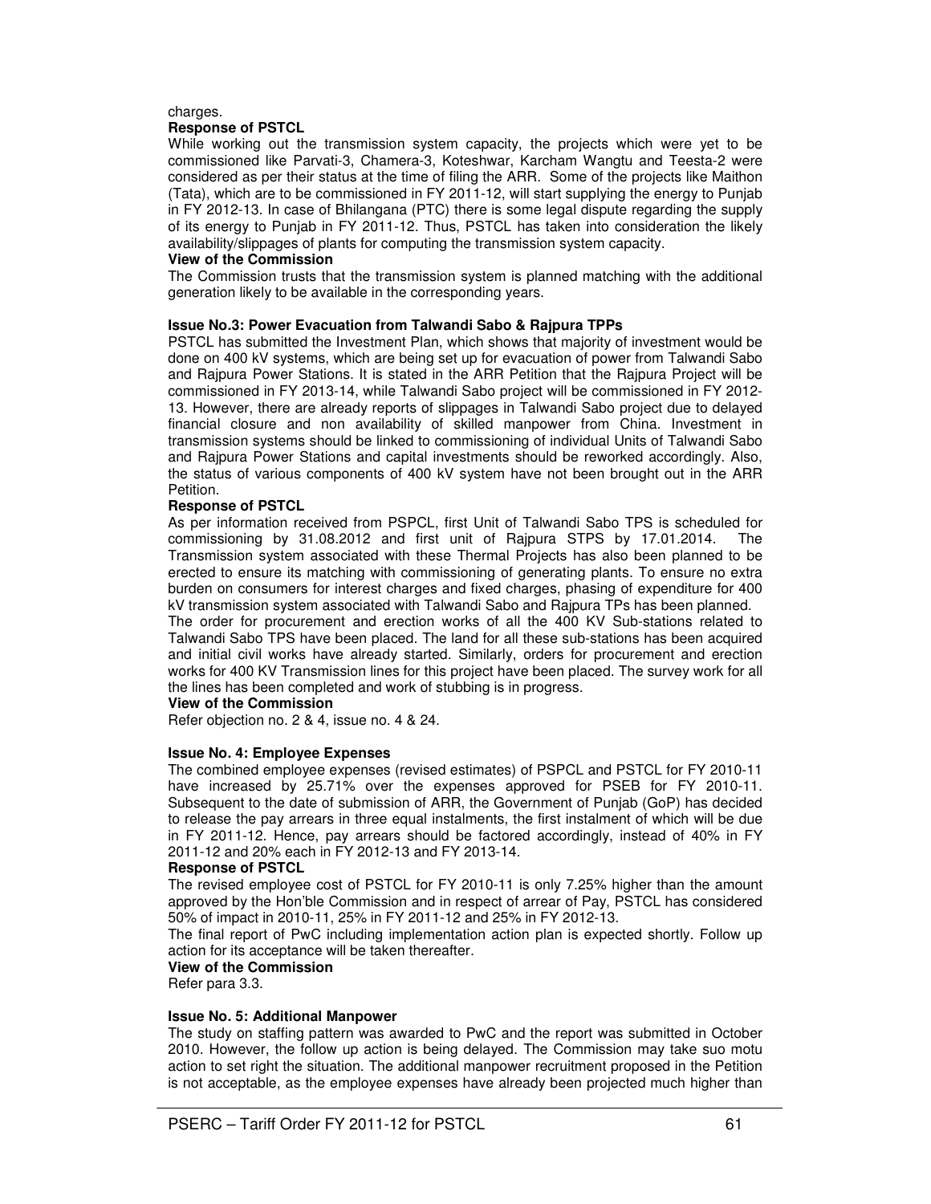charges.

**Response of PSTCL**

While working out the transmission system capacity, the projects which were yet to be commissioned like Parvati-3, Chamera-3, Koteshwar, Karcham Wangtu and Teesta-2 were considered as per their status at the time of filing the ARR. Some of the projects like Maithon (Tata), which are to be commissioned in FY 2011-12, will start supplying the energy to Punjab in FY 2012-13. In case of Bhilangana (PTC) there is some legal dispute regarding the supply of its energy to Punjab in FY 2011-12. Thus, PSTCL has taken into consideration the likely availability/slippages of plants for computing the transmission system capacity.

**View of the Commission**

The Commission trusts that the transmission system is planned matching with the additional generation likely to be available in the corresponding years.

**Issue No.3: Power Evacuation from Talwandi Sabo & Rajpura TPPs**

PSTCL has submitted the Investment Plan, which shows that majority of investment would be done on 400 kV systems, which are being set up for evacuation of power from Talwandi Sabo and Rajpura Power Stations. It is stated in the ARR Petition that the Rajpura Project will be commissioned in FY 2013-14, while Talwandi Sabo project will be commissioned in FY 2012-13. However, there are already reports of slippages in Talwandi Sabo project due to delayed financial closure and non availability of skilled manpower from China. Investment in transmission systems should be linked to commissioning of individual Units of Talwandi Sabo and Rajpura Power Stations and capital investments should be reworked accordingly. Also, the status of various components of 400 kV system have not been brought out in the ARR Petition.

**Response of PSTCL**

As per information received from PSPCL, first Unit of Talwandi Sabo TPS is scheduled for commissioning by 31.08.2012 and first unit of Rajpura STPS by 17.01.2014. The Transmission system associated with these Thermal Projects has also been planned to be erected to ensure its matching with commissioning of generating plants. To ensure no extra burden on consumers for interest charges and fixed charges, phasing of expenditure for 400 kV transmission system associated with Talwandi Sabo and Rajpura TPs has been planned.

The order for procurement and erection works of all the 400 KV Sub-stations related to Talwandi Sabo TPS have been placed. The land for all these sub-stations has been acquired and initial civil works have already started. Similarly, orders for procurement and erection works for 400 KV Transmission lines for this project have been placed. The survey work for all the lines has been completed and work of stubbing is in progress.

**View of the Commission**

Refer objection no. 2 & 4, issue no. 4 & 24.

**Issue No. 4: Employee Expenses**

The combined employee expenses (revised estimates) of PSPCL and PSTCL for FY 2010-11 have increased by 25.71% over the expenses approved for PSEB for FY 2010-11. Subsequent to the date of submission of ARR, the Government of Punjab (GoP) has decided to release the pay arrears in three equal instalments, the first instalment of which will be due in FY 2011-12. Hence, pay arrears should be factored accordingly, instead of 40% in FY 2011-12 and 20% each in FY 2012-13 and FY 2013-14.

**Response of PSTCL**

The revised employee cost of PSTCL for FY 2010-11 is only 7.25% higher than the amount approved by the Hon'ble Commission and in respect of arrear of Pay, PSTCL has considered 50% of impact in 2010-11, 25% in FY 2011-12 and 25% in FY 2012-13.

The final report of PwC including implementation action plan is expected shortly. Follow up action for its acceptance will be taken thereafter.

**View of the Commission**

Refer para 3.3.

**Issue No. 5: Additional Manpower**

The study on staffing pattern was awarded to PwC and the report was submitted in October 2010. However, the follow up action is being delayed. The Commission may take suo motu action to set right the situation. The additional manpower recruitment proposed in the Petition is not acceptable, as the employee expenses have already been projected much higher than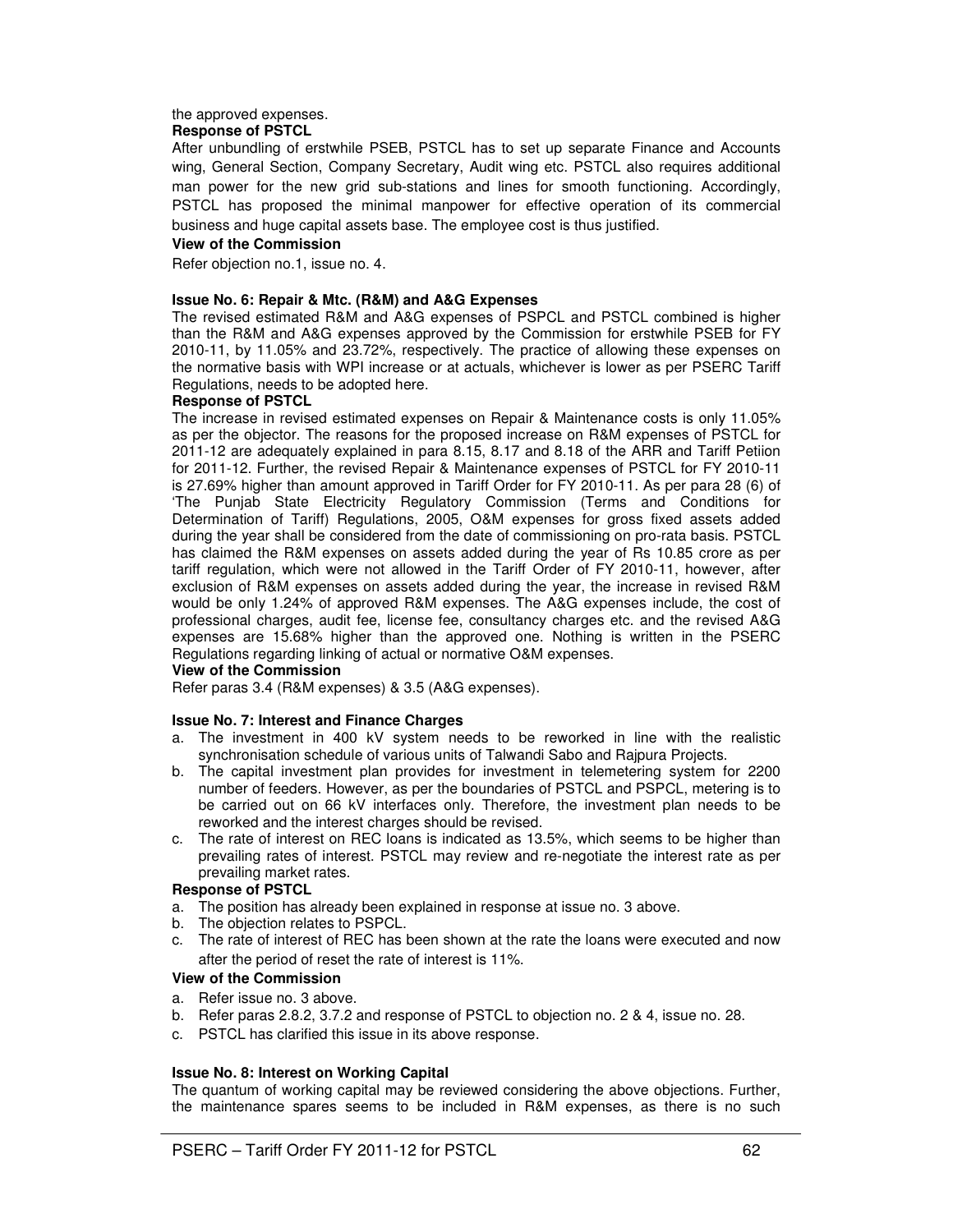the approved expenses.

**Response of PSTCL**

After unbundling of erstwhile PSEB, PSTCL has to set up separate Finance and Accounts wing, General Section, Company Secretary, Audit wing etc. PSTCL also requires additional man power for the new grid sub-stations and lines for smooth functioning. Accordingly, PSTCL has proposed the minimal manpower for effective operation of its commercial business and huge capital assets base. The employee cost is thus justified.

**View of the Commission**

Refer objection no.1, issue no. 4.

**Issue No. 6: Repair & Mtc. (R&M) and A&G Expenses**

The revised estimated R&M and A&G expenses of PSPCL and PSTCL combined is higher than the R&M and A&G expenses approved by the Commission for erstwhile PSEB for FY 2010-11, by 11.05% and 23.72%, respectively. The practice of allowing these expenses on the normative basis with WPI increase or at actuals, whichever is lower as per PSERC Tariff Regulations, needs to be adopted here.

**Response of PSTCL**

The increase in revised estimated expenses on Repair & Maintenance costs is only 11.05% as per the objector. The reasons for the proposed increase on R&M expenses of PSTCL for 2011-12 are adequately explained in para 8.15, 8.17 and 8.18 of the ARR and Tariff Petiion for 2011-12. Further, the revised Repair & Maintenance expenses of PSTCL for FY 2010-11 is 27.69% higher than amount approved in Tariff Order for FY 2010-11. As per para 28 (6) of 'The Punjab State Electricity Regulatory Commission (Terms and Conditions for Determination of Tariff) Regulations, 2005, O&M expenses for gross fixed assets added during the year shall be considered from the date of commissioning on pro-rata basis. PSTCL has claimed the R&M expenses on assets added during the year of Rs 10.85 crore as per tariff regulation, which were not allowed in the Tariff Order of FY 2010-11, however, after exclusion of R&M expenses on assets added during the year, the increase in revised R&M would be only 1.24% of approved R&M expenses. The A&G expenses include, the cost of professional charges, audit fee, license fee, consultancy charges etc. and the revised A&G expenses are 15.68% higher than the approved one. Nothing is written in the PSERC Regulations regarding linking of actual or normative O&M expenses.

**View of the Commission**

Refer paras 3.4 (R&M expenses) & 3.5 (A&G expenses).

**Issue No. 7: Interest and Finance Charges**

a. The investment in 400 kV system needs to be reworked in line with the realistic synchronisation schedule of various units of Talwandi Sabo and Rajpura Projects.
b. The capital investment plan provides for investment in telemetering system for 2200 number of feeders. However, as per the boundaries of PSTCL and PSPCL, metering is to be carried out on 66 kV interfaces only. Therefore, the investment plan needs to be reworked and the interest charges should be revised.
c. The rate of interest on REC loans is indicated as 13.5%, which seems to be higher than prevailing rates of interest. PSTCL may review and re-negotiate the interest rate as per prevailing market rates.

**Response of PSTCL**

a. The position has already been explained in response at issue no. 3 above.
b. The objection relates to PSPCL.
c. The rate of interest of REC has been shown at the rate the loans were executed and now after the period of reset the rate of interest is 11%.

**View of the Commission**

a. Refer issue no. 3 above.
b. Refer paras 2.8.2, 3.7.2 and response of PSTCL to objection no. 2 & 4, issue no. 28.
c. PSTCL has clarified this issue in its above response.

**Issue No. 8: Interest on Working Capital**

The quantum of working capital may be reviewed considering the above objections. Further, the maintenance spares seems to be included in R&M expenses, as there is no such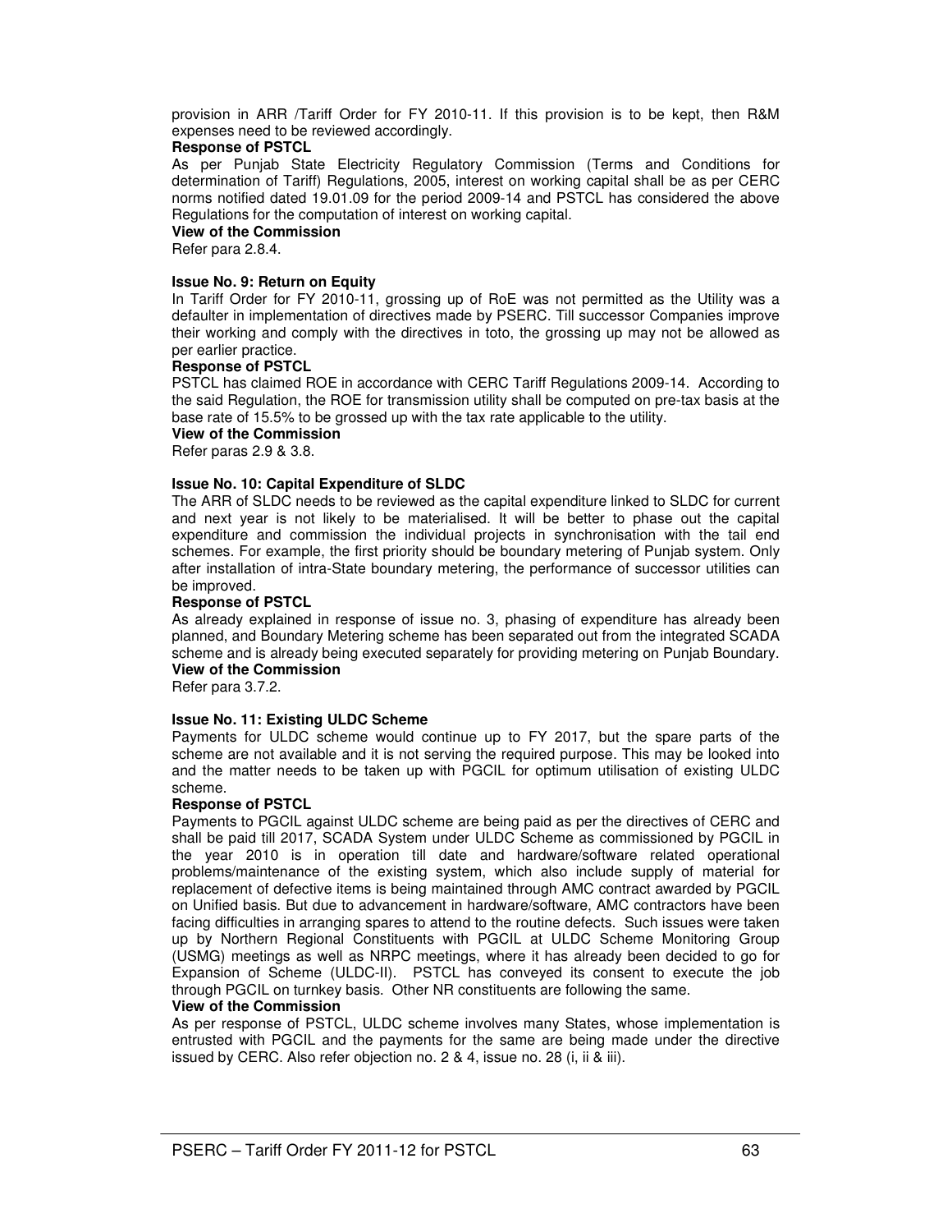provision in ARR /Tariff Order for FY 2010-11. If this provision is to be kept, then R&M expenses need to be reviewed accordingly.

**Response of PSTCL**

As per Punjab State Electricity Regulatory Commission (Terms and Conditions for determination of Tariff) Regulations, 2005, interest on working capital shall be as per CERC norms notified dated 19.01.09 for the period 2009-14 and PSTCL has considered the above Regulations for the computation of interest on working capital.

**View of the Commission**

Refer para 2.8.4.

**Issue No. 9: Return on Equity**

In Tariff Order for FY 2010-11, grossing up of RoE was not permitted as the Utility was a defaulter in implementation of directives made by PSERC. Till successor Companies improve their working and comply with the directives in toto, the grossing up may not be allowed as per earlier practice.

**Response of PSTCL**

PSTCL has claimed ROE in accordance with CERC Tariff Regulations 2009-14. According to the said Regulation, the ROE for transmission utility shall be computed on pre-tax basis at the base rate of 15.5% to be grossed up with the tax rate applicable to the utility.

**View of the Commission**

Refer paras 2.9 & 3.8.

**Issue No. 10: Capital Expenditure of SLDC**

The ARR of SLDC needs to be reviewed as the capital expenditure linked to SLDC for current and next year is not likely to be materialised. It will be better to phase out the capital expenditure and commission the individual projects in synchronisation with the tail end schemes. For example, the first priority should be boundary metering of Punjab system. Only after installation of intra-State boundary metering, the performance of successor utilities can be improved.

**Response of PSTCL**

As already explained in response of issue no. 3, phasing of expenditure has already been planned, and Boundary Metering scheme has been separated out from the integrated SCADA scheme and is already being executed separately for providing metering on Punjab Boundary.

**View of the Commission**

Refer para 3.7.2.

**Issue No. 11: Existing ULDC Scheme**

Payments for ULDC scheme would continue up to FY 2017, but the spare parts of the scheme are not available and it is not serving the required purpose. This may be looked into and the matter needs to be taken up with PGCIL for optimum utilisation of existing ULDC scheme.

**Response of PSTCL**

Payments to PGCIL against ULDC scheme are being paid as per the directives of CERC and shall be paid till 2017, SCADA System under ULDC Scheme as commissioned by PGCIL in the year 2010 is in operation till date and hardware/software related operational problems/maintenance of the existing system, which also include supply of material for replacement of defective items is being maintained through AMC contract awarded by PGCIL on Unified basis. But due to advancement in hardware/software, AMC contractors have been facing difficulties in arranging spares to attend to the routine defects. Such issues were taken up by Northern Regional Constituents with PGCIL at ULDC Scheme Monitoring Group (USMG) meetings as well as NRPC meetings, where it has already been decided to go for Expansion of Scheme (ULDC-II). PSTCL has conveyed its consent to execute the job through PGCIL on turnkey basis. Other NR constituents are following the same.

**View of the Commission**

As per response of PSTCL, ULDC scheme involves many States, whose implementation is entrusted with PGCIL and the payments for the same are being made under the directive issued by CERC. Also refer objection no. 2 & 4, issue no. 28 (i, ii & iii).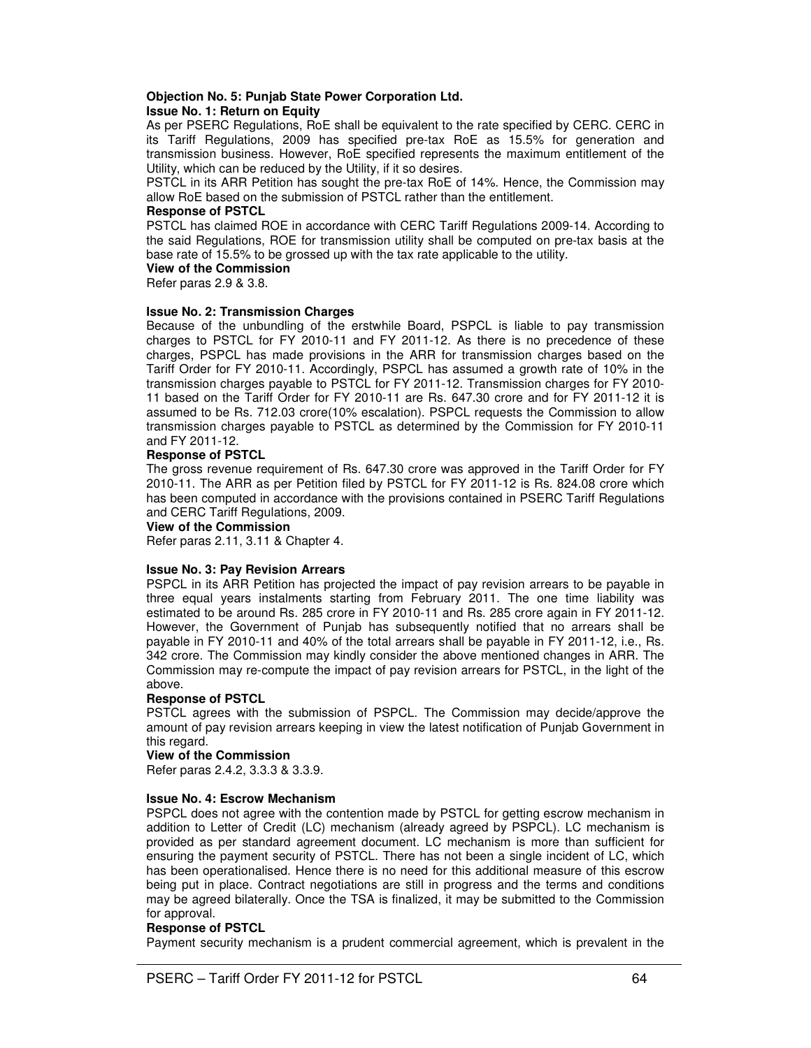**Objection No. 5: Punjab State Power Corporation Ltd.**

**Issue No. 1: Return on Equity**

As per PSERC Regulations, RoE shall be equivalent to the rate specified by CERC. CERC in its Tariff Regulations, 2009 has specified pre-tax RoE as 15.5% for generation and transmission business. However, RoE specified represents the maximum entitlement of the Utility, which can be reduced by the Utility, if it so desires.

PSTCL in its ARR Petition has sought the pre-tax RoE of 14%. Hence, the Commission may allow RoE based on the submission of PSTCL rather than the entitlement.

**Response of PSTCL**

PSTCL has claimed ROE in accordance with CERC Tariff Regulations 2009-14. According to the said Regulations, ROE for transmission utility shall be computed on pre-tax basis at the base rate of 15.5% to be grossed up with the tax rate applicable to the utility.

**View of the Commission**

Refer paras 2.9 & 3.8.

**Issue No. 2: Transmission Charges**

Because of the unbundling of the erstwhile Board, PSPCL is liable to pay transmission charges to PSTCL for FY 2010-11 and FY 2011-12. As there is no precedence of these charges, PSPCL has made provisions in the ARR for transmission charges based on the Tariff Order for FY 2010-11. Accordingly, PSPCL has assumed a growth rate of 10% in the transmission charges payable to PSTCL for FY 2011-12. Transmission charges for FY 2010-11 based on the Tariff Order for FY 2010-11 are Rs. 647.30 crore and for FY 2011-12 it is assumed to be Rs. 712.03 crore(10% escalation). PSPCL requests the Commission to allow transmission charges payable to PSTCL as determined by the Commission for FY 2010-11 and FY 2011-12.

**Response of PSTCL**

The gross revenue requirement of Rs. 647.30 crore was approved in the Tariff Order for FY 2010-11. The ARR as per Petition filed by PSTCL for FY 2011-12 is Rs. 824.08 crore which has been computed in accordance with the provisions contained in PSERC Tariff Regulations and CERC Tariff Regulations, 2009.

**View of the Commission**

Refer paras 2.11, 3.11 & Chapter 4.

**Issue No. 3: Pay Revision Arrears**

PSPCL in its ARR Petition has projected the impact of pay revision arrears to be payable in three equal years instalments starting from February 2011. The one time liability was estimated to be around Rs. 285 crore in FY 2010-11 and Rs. 285 crore again in FY 2011-12. However, the Government of Punjab has subsequently notified that no arrears shall be payable in FY 2010-11 and 40% of the total arrears shall be payable in FY 2011-12, i.e., Rs. 342 crore. The Commission may kindly consider the above mentioned changes in ARR. The Commission may re-compute the impact of pay revision arrears for PSTCL, in the light of the above.

**Response of PSTCL**

PSTCL agrees with the submission of PSPCL. The Commission may decide/approve the amount of pay revision arrears keeping in view the latest notification of Punjab Government in this regard.

**View of the Commission**

Refer paras 2.4.2, 3.3.3 & 3.3.9.

**Issue No. 4: Escrow Mechanism**

PSPCL does not agree with the contention made by PSTCL for getting escrow mechanism in addition to Letter of Credit (LC) mechanism (already agreed by PSPCL). LC mechanism is provided as per standard agreement document. LC mechanism is more than sufficient for ensuring the payment security of PSTCL. There has not been a single incident of LC, which has been operationalised. Hence there is no need for this additional measure of this escrow being put in place. Contract negotiations are still in progress and the terms and conditions may be agreed bilaterally. Once the TSA is finalized, it may be submitted to the Commission for approval.

**Response of PSTCL**

Payment security mechanism is a prudent commercial agreement, which is prevalent in the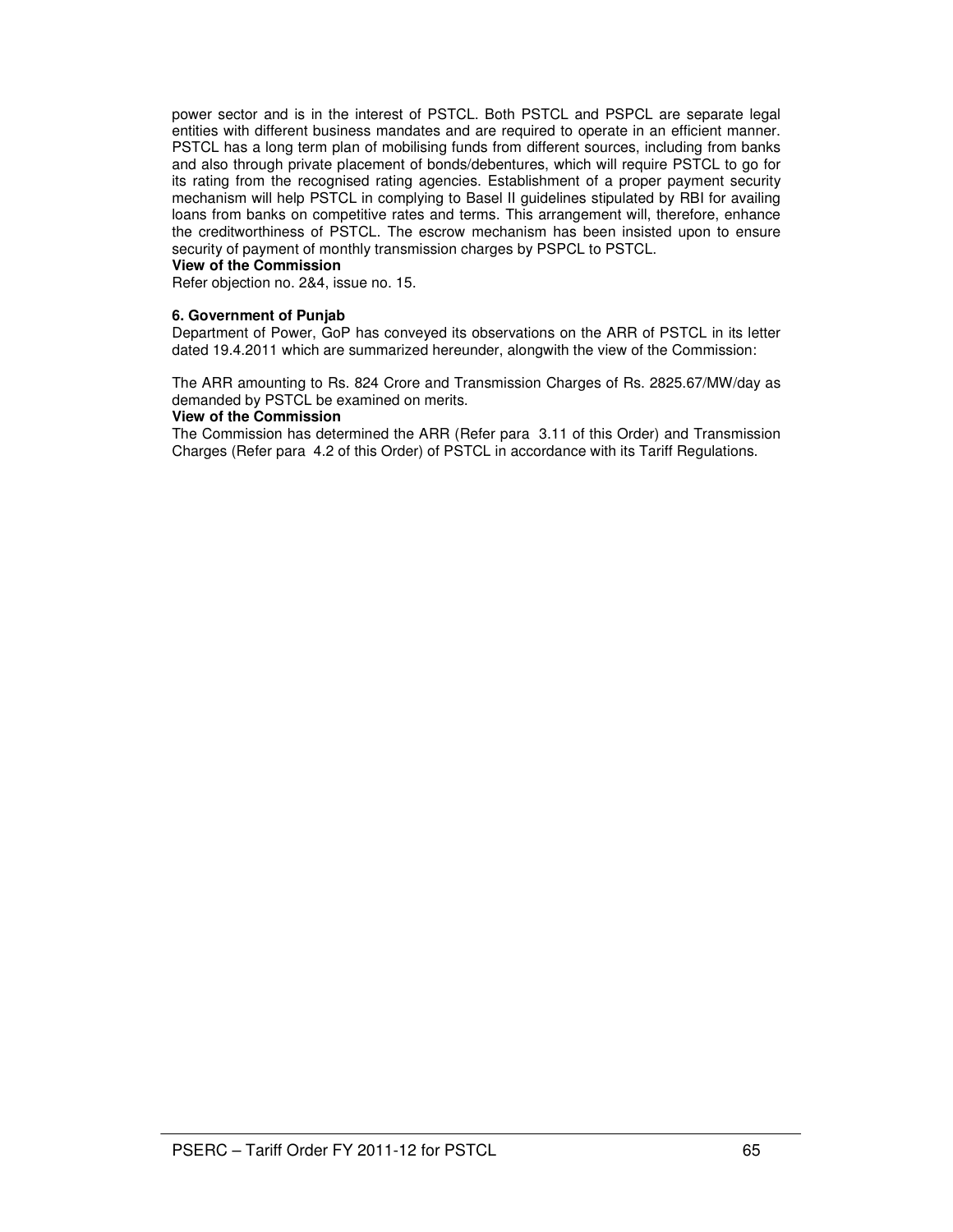power sector and is in the interest of PSTCL. Both PSTCL and PSPCL are separate legal entities with different business mandates and are required to operate in an efficient manner. PSTCL has a long term plan of mobilising funds from different sources, including from banks and also through private placement of bonds/debentures, which will require PSTCL to go for its rating from the recognised rating agencies. Establishment of a proper payment security mechanism will help PSTCL in complying to Basel II guidelines stipulated by RBI for availing loans from banks on competitive rates and terms. This arrangement will, therefore, enhance the creditworthiness of PSTCL. The escrow mechanism has been insisted upon to ensure security of payment of monthly transmission charges by PSPCL to PSTCL.

**View of the Commission**

Refer objection no. 2&4, issue no. 15.

**6. Government of Punjab**

Department of Power, GoP has conveyed its observations on the ARR of PSTCL in its letter dated 19.4.2011 which are summarized hereunder, alongwith the view of the Commission:

The ARR amounting to Rs. 824 Crore and Transmission Charges of Rs. 2825.67/MW/day as demanded by PSTCL be examined on merits.

**View of the Commission**

The Commission has determined the ARR (Refer para 3.11 of this Order) and Transmission Charges (Refer para 4.2 of this Order) of PSTCL in accordance with its Tariff Regulations.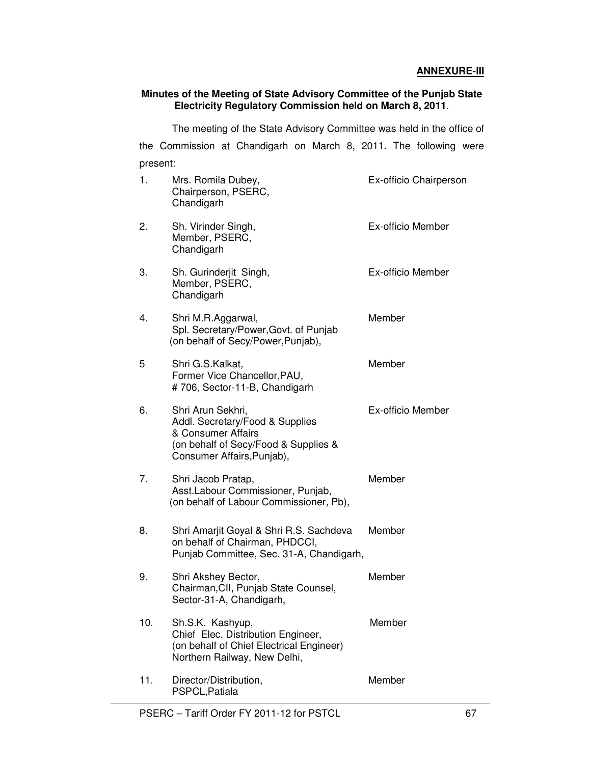**ANNEXURE-III**

**Minutes of the Meeting of State Advisory Committee of the Punjab State Electricity Regulatory Commission held on March 8, 2011**.

The meeting of the State Advisory Committee was held in the office of the Commission at Chandigarh on March 8, 2011. The following were present:

| | | |
|---|---|---|
| 1. | Mrs. Romila Dubey,<br>Chairperson, PSERC,<br>Chandigarh | Ex-officio Chairperson |
| 2. | Sh. Virinder Singh,<br>Member, PSERC,<br>Chandigarh | Ex-officio Member |
| 3. | Sh. Gurinderjit Singh,<br>Member, PSERC,<br>Chandigarh | Ex-officio Member |
| 4. | Shri M.R.Aggarwal,<br>Spl. Secretary/Power,Govt. of Punjab<br>(on behalf of Secy/Power,Punjab), | Member |
| 5 | Shri G.S.Kalkat,<br>Former Vice Chancellor,PAU,<br># 706, Sector-11-B, Chandigarh | Member |
| 6. | Shri Arun Sekhri,<br>Addl. Secretary/Food & Supplies<br>& Consumer Affairs<br>(on behalf of Secy/Food & Supplies &<br>Consumer Affairs,Punjab), | Ex-officio Member |
| 7. | Shri Jacob Pratap,<br>Asst.Labour Commissioner, Punjab,<br>(on behalf of Labour Commissioner, Pb), | Member |
| 8. | Shri Amarjit Goyal & Shri R.S. Sachdeva<br>on behalf of Chairman, PHDCCI,<br>Punjab Committee, Sec. 31-A, Chandigarh, | Member |
| 9. | Shri Akshey Bector,<br>Chairman,CII, Punjab State Counsel,<br>Sector-31-A, Chandigarh, | Member |
| 10. | Sh.S.K. Kashyup,<br>Chief Elec. Distribution Engineer,<br>(on behalf of Chief Electrical Engineer)<br>Northern Railway, New Delhi, | Member |
| 11. | Director/Distribution,<br>PSPCL,Patiala | Member |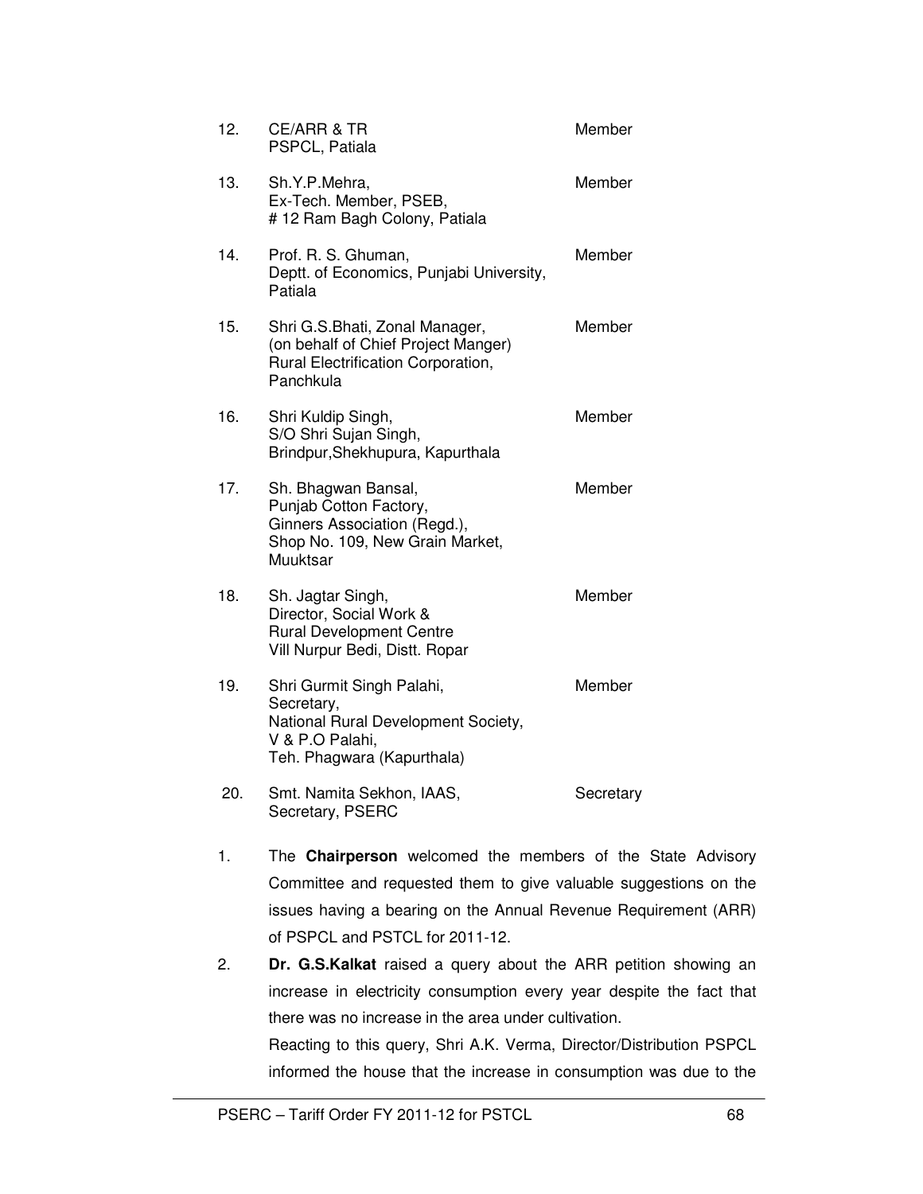| | | |
|---|---|---|
| 12. | CE/ARR & TR<br>PSPCL, Patiala | Member |
| 13. | Sh.Y.P.Mehra,<br>Ex-Tech. Member, PSEB,<br># 12 Ram Bagh Colony, Patiala | Member |
| 14. | Prof. R. S. Ghuman,<br>Deptt. of Economics, Punjabi University, Patiala | Member |
| 15. | Shri G.S.Bhati, Zonal Manager,<br>(on behalf of Chief Project Manger)<br>Rural Electrification Corporation, Panchkula | Member |
| 16. | Shri Kuldip Singh,<br>S/O Shri Sujan Singh,<br>Brindpur,Shekhupura, Kapurthala | Member |
| 17. | Sh. Bhagwan Bansal,<br>Punjab Cotton Factory,<br>Ginners Association (Regd.),<br>Shop No. 109, New Grain Market, Muuktsar | Member |
| 18. | Sh. Jagtar Singh,<br>Director, Social Work &<br>Rural Development Centre<br>Vill Nurpur Bedi, Distt. Ropar | Member |
| 19. | Shri Gurmit Singh Palahi,<br>Secretary,<br>National Rural Development Society,<br>V & P.O Palahi,<br>Teh. Phagwara (Kapurthala) | Member |
| 20. | Smt. Namita Sekhon, IAAS,<br>Secretary, PSERC | Secretary |

1. The **Chairperson** welcomed the members of the State Advisory Committee and requested them to give valuable suggestions on the issues having a bearing on the Annual Revenue Requirement (ARR) of PSPCL and PSTCL for 2011-12.

2. **Dr. G.S.Kalkat** raised a query about the ARR petition showing an increase in electricity consumption every year despite the fact that there was no increase in the area under cultivation.

   Reacting to this query, Shri A.K. Verma, Director/Distribution PSPCL informed the house that the increase in consumption was due to the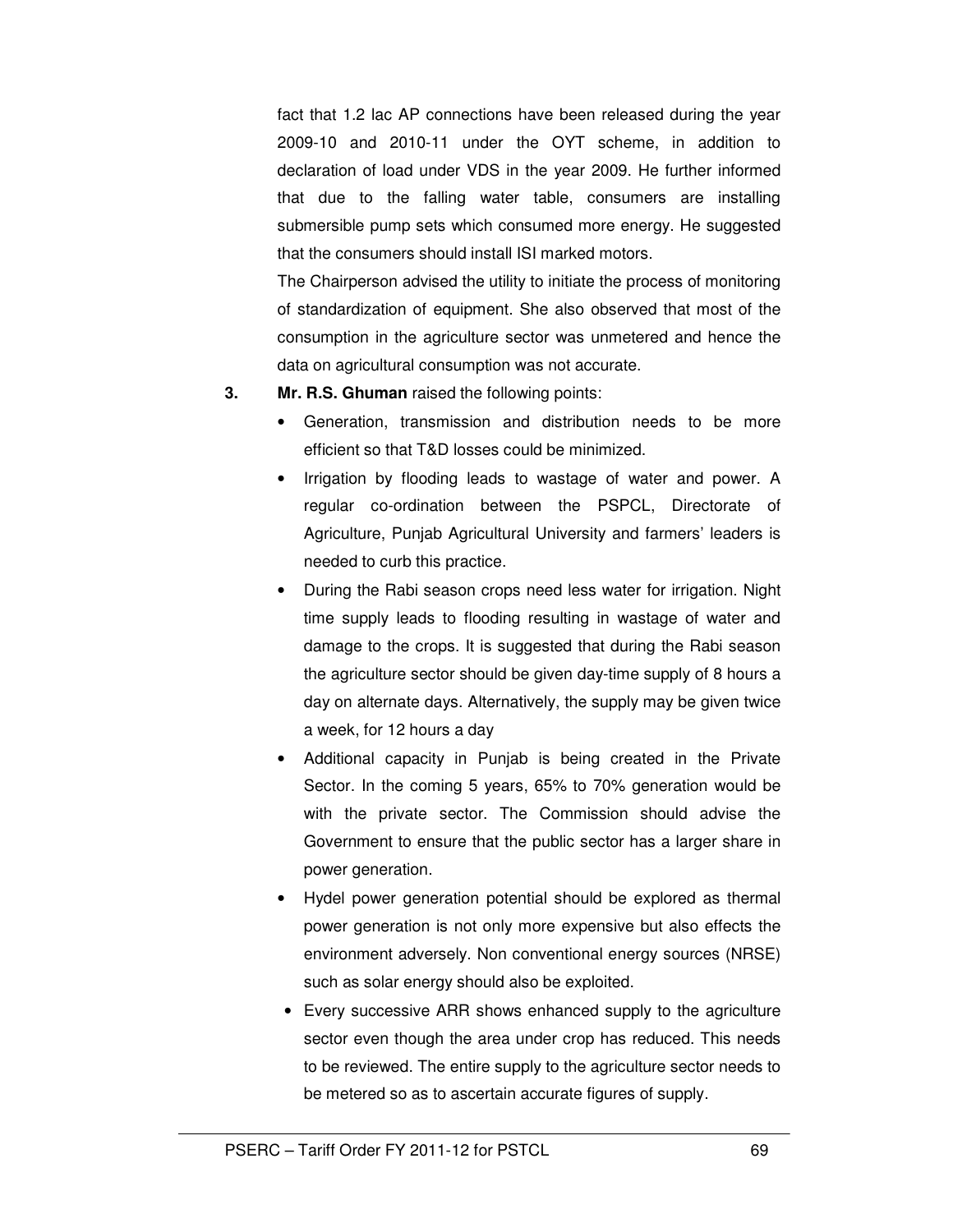fact that 1.2 lac AP connections have been released during the year 2009-10 and 2010-11 under the OYT scheme, in addition to declaration of load under VDS in the year 2009. He further informed that due to the falling water table, consumers are installing submersible pump sets which consumed more energy. He suggested that the consumers should install ISI marked motors.

The Chairperson advised the utility to initiate the process of monitoring of standardization of equipment. She also observed that most of the consumption in the agriculture sector was unmetered and hence the data on agricultural consumption was not accurate.

**3.** **Mr. R.S. Ghuman** raised the following points:

- Generation, transmission and distribution needs to be more efficient so that T&D losses could be minimized.
- Irrigation by flooding leads to wastage of water and power. A regular co-ordination between the PSPCL, Directorate of Agriculture, Punjab Agricultural University and farmers' leaders is needed to curb this practice.
- During the Rabi season crops need less water for irrigation. Night time supply leads to flooding resulting in wastage of water and damage to the crops. It is suggested that during the Rabi season the agriculture sector should be given day-time supply of 8 hours a day on alternate days. Alternatively, the supply may be given twice a week, for 12 hours a day
- Additional capacity in Punjab is being created in the Private Sector. In the coming 5 years, 65% to 70% generation would be with the private sector. The Commission should advise the Government to ensure that the public sector has a larger share in power generation.
- Hydel power generation potential should be explored as thermal power generation is not only more expensive but also effects the environment adversely. Non conventional energy sources (NRSE) such as solar energy should also be exploited.
- Every successive ARR shows enhanced supply to the agriculture sector even though the area under crop has reduced. This needs to be reviewed. The entire supply to the agriculture sector needs to be metered so as to ascertain accurate figures of supply.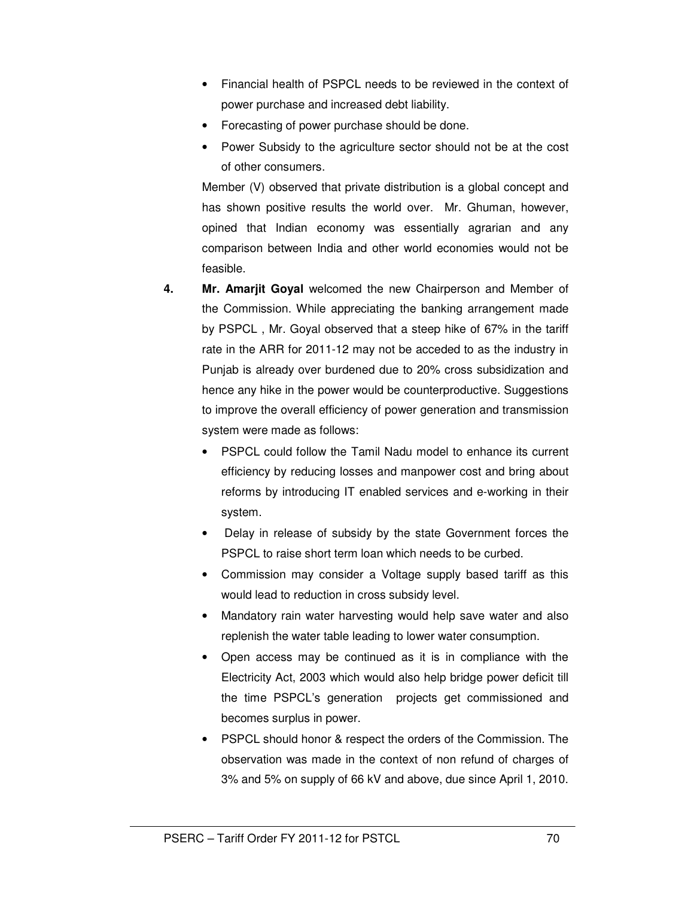- Financial health of PSPCL needs to be reviewed in the context of power purchase and increased debt liability.
- Forecasting of power purchase should be done.
- Power Subsidy to the agriculture sector should not be at the cost of other consumers.

Member (V) observed that private distribution is a global concept and has shown positive results the world over. Mr. Ghuman, however, opined that Indian economy was essentially agrarian and any comparison between India and other world economies would not be feasible.

4. **Mr. Amarjit Goyal** welcomed the new Chairperson and Member of the Commission. While appreciating the banking arrangement made by PSPCL , Mr. Goyal observed that a steep hike of 67% in the tariff rate in the ARR for 2011-12 may not be acceded to as the industry in Punjab is already over burdened due to 20% cross subsidization and hence any hike in the power would be counterproductive. Suggestions to improve the overall efficiency of power generation and transmission system were made as follows:

   - PSPCL could follow the Tamil Nadu model to enhance its current efficiency by reducing losses and manpower cost and bring about reforms by introducing IT enabled services and e-working in their system.
   - Delay in release of subsidy by the state Government forces the PSPCL to raise short term loan which needs to be curbed.
   - Commission may consider a Voltage supply based tariff as this would lead to reduction in cross subsidy level.
   - Mandatory rain water harvesting would help save water and also replenish the water table leading to lower water consumption.
   - Open access may be continued as it is in compliance with the Electricity Act, 2003 which would also help bridge power deficit till the time PSPCL's generation projects get commissioned and becomes surplus in power.
   - PSPCL should honor & respect the orders of the Commission. The observation was made in the context of non refund of charges of 3% and 5% on supply of 66 kV and above, due since April 1, 2010.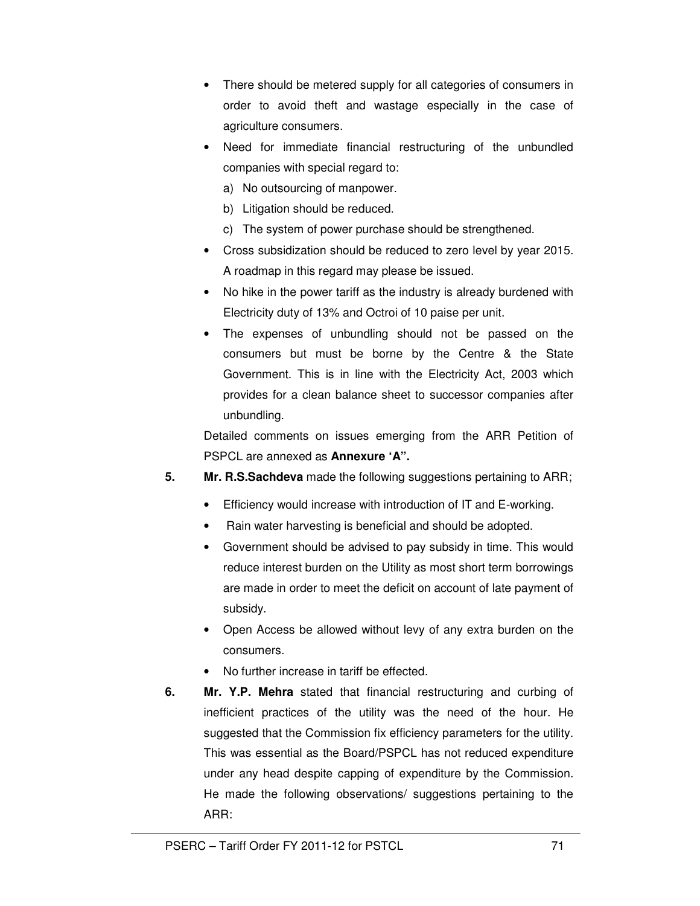- There should be metered supply for all categories of consumers in order to avoid theft and wastage especially in the case of agriculture consumers.
- Need for immediate financial restructuring of the unbundled companies with special regard to:
  - a) No outsourcing of manpower.
  - b) Litigation should be reduced.
  - c) The system of power purchase should be strengthened.
- Cross subsidization should be reduced to zero level by year 2015. A roadmap in this regard may please be issued.
- No hike in the power tariff as the industry is already burdened with Electricity duty of 13% and Octroi of 10 paise per unit.
- The expenses of unbundling should not be passed on the consumers but must be borne by the Centre & the State Government. This is in line with the Electricity Act, 2003 which provides for a clean balance sheet to successor companies after unbundling.

Detailed comments on issues emerging from the ARR Petition of PSPCL are annexed as **Annexure 'A".**

**5.** **Mr. R.S.Sachdeva** made the following suggestions pertaining to ARR;

- Efficiency would increase with introduction of IT and E-working.
- Rain water harvesting is beneficial and should be adopted.
- Government should be advised to pay subsidy in time. This would reduce interest burden on the Utility as most short term borrowings are made in order to meet the deficit on account of late payment of subsidy.
- Open Access be allowed without levy of any extra burden on the consumers.
- No further increase in tariff be effected.

**6.** **Mr. Y.P. Mehra** stated that financial restructuring and curbing of inefficient practices of the utility was the need of the hour. He suggested that the Commission fix efficiency parameters for the utility. This was essential as the Board/PSPCL has not reduced expenditure under any head despite capping of expenditure by the Commission. He made the following observations/ suggestions pertaining to the ARR: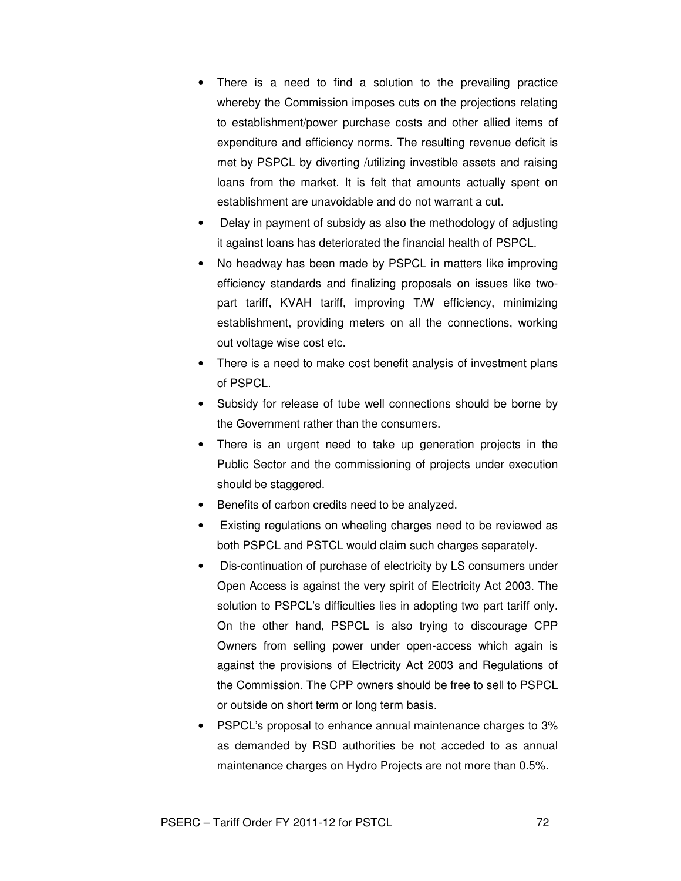- There is a need to find a solution to the prevailing practice whereby the Commission imposes cuts on the projections relating to establishment/power purchase costs and other allied items of expenditure and efficiency norms. The resulting revenue deficit is met by PSPCL by diverting /utilizing investible assets and raising loans from the market. It is felt that amounts actually spent on establishment are unavoidable and do not warrant a cut.
- Delay in payment of subsidy as also the methodology of adjusting it against loans has deteriorated the financial health of PSPCL.
- No headway has been made by PSPCL in matters like improving efficiency standards and finalizing proposals on issues like two-part tariff, KVAH tariff, improving T/W efficiency, minimizing establishment, providing meters on all the connections, working out voltage wise cost etc.
- There is a need to make cost benefit analysis of investment plans of PSPCL.
- Subsidy for release of tube well connections should be borne by the Government rather than the consumers.
- There is an urgent need to take up generation projects in the Public Sector and the commissioning of projects under execution should be staggered.
- Benefits of carbon credits need to be analyzed.
- Existing regulations on wheeling charges need to be reviewed as both PSPCL and PSTCL would claim such charges separately.
- Dis-continuation of purchase of electricity by LS consumers under Open Access is against the very spirit of Electricity Act 2003. The solution to PSPCL's difficulties lies in adopting two part tariff only. On the other hand, PSPCL is also trying to discourage CPP Owners from selling power under open-access which again is against the provisions of Electricity Act 2003 and Regulations of the Commission. The CPP owners should be free to sell to PSPCL or outside on short term or long term basis.
- PSPCL's proposal to enhance annual maintenance charges to 3% as demanded by RSD authorities be not acceded to as annual maintenance charges on Hydro Projects are not more than 0.5%.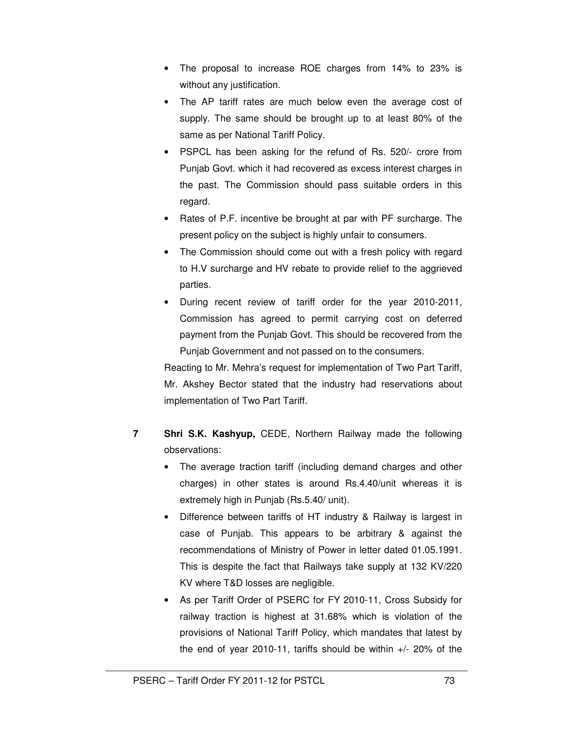- The proposal to increase ROE charges from 14% to 23% is without any justification.
- The AP tariff rates are much below even the average cost of supply. The same should be brought up to at least 80% of the same as per National Tariff Policy.
- PSPCL has been asking for the refund of Rs. 520/- crore from Punjab Govt. which it had recovered as excess interest charges in the past. The Commission should pass suitable orders in this regard.
- Rates of P.F. incentive be brought at par with PF surcharge. The present policy on the subject is highly unfair to consumers.
- The Commission should come out with a fresh policy with regard to H.V surcharge and HV rebate to provide relief to the aggrieved parties.
- During recent review of tariff order for the year 2010-2011, Commission has agreed to permit carrying cost on deferred payment from the Punjab Govt. This should be recovered from the Punjab Government and not passed on to the consumers.

Reacting to Mr. Mehra's request for implementation of Two Part Tariff, Mr. Akshey Bector stated that the industry had reservations about implementation of Two Part Tariff.

**7** **Shri S.K. Kashyup,** CEDE, Northern Railway made the following observations:

- The average traction tariff (including demand charges and other charges) in other states is around Rs.4.40/unit whereas it is extremely high in Punjab (Rs.5.40/ unit).
- Difference between tariffs of HT industry & Railway is largest in case of Punjab. This appears to be arbitrary & against the recommendations of Ministry of Power in letter dated 01.05.1991. This is despite the fact that Railways take supply at 132 KV/220 KV where T&D losses are negligible.
- As per Tariff Order of PSERC for FY 2010-11, Cross Subsidy for railway traction is highest at 31.68% which is violation of the provisions of National Tariff Policy, which mandates that latest by the end of year 2010-11, tariffs should be within +/- 20% of the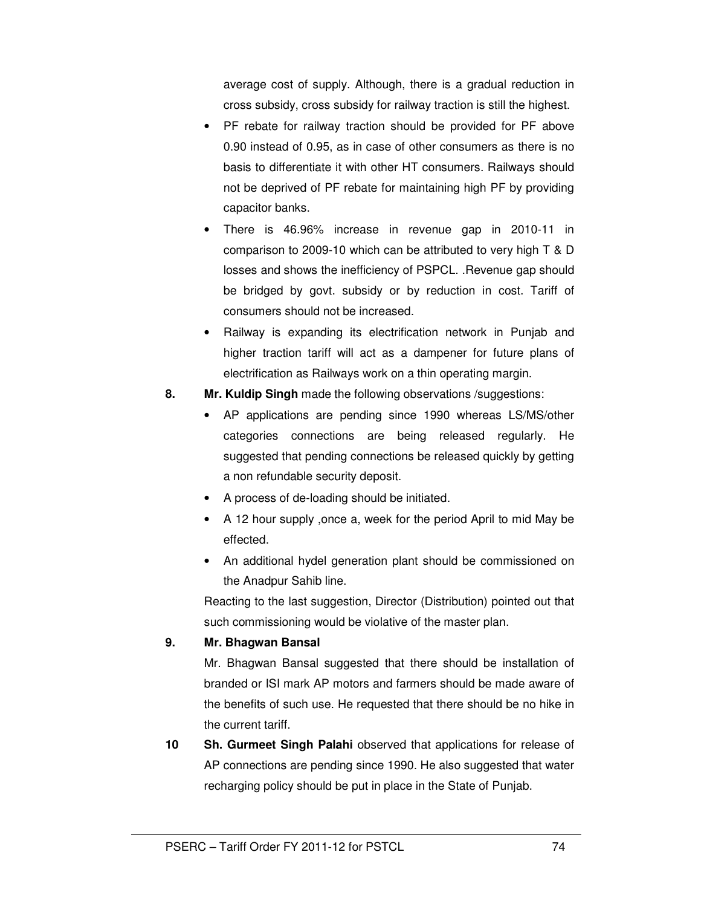average cost of supply. Although, there is a gradual reduction in cross subsidy, cross subsidy for railway traction is still the highest.

- PF rebate for railway traction should be provided for PF above 0.90 instead of 0.95, as in case of other consumers as there is no basis to differentiate it with other HT consumers. Railways should not be deprived of PF rebate for maintaining high PF by providing capacitor banks.
- There is 46.96% increase in revenue gap in 2010-11 in comparison to 2009-10 which can be attributed to very high T & D losses and shows the inefficiency of PSPCL. .Revenue gap should be bridged by govt. subsidy or by reduction in cost. Tariff of consumers should not be increased.
- Railway is expanding its electrification network in Punjab and higher traction tariff will act as a dampener for future plans of electrification as Railways work on a thin operating margin.

**8.** **Mr. Kuldip Singh** made the following observations /suggestions:

- AP applications are pending since 1990 whereas LS/MS/other categories connections are being released regularly. He suggested that pending connections be released quickly by getting a non refundable security deposit.
- A process of de-loading should be initiated.
- A 12 hour supply ,once a, week for the period April to mid May be effected.
- An additional hydel generation plant should be commissioned on the Anadpur Sahib line.

Reacting to the last suggestion, Director (Distribution) pointed out that such commissioning would be violative of the master plan.

**9.** **Mr. Bhagwan Bansal**

Mr. Bhagwan Bansal suggested that there should be installation of branded or ISI mark AP motors and farmers should be made aware of the benefits of such use. He requested that there should be no hike in the current tariff.

**10** **Sh. Gurmeet Singh Palahi** observed that applications for release of AP connections are pending since 1990. He also suggested that water recharging policy should be put in place in the State of Punjab.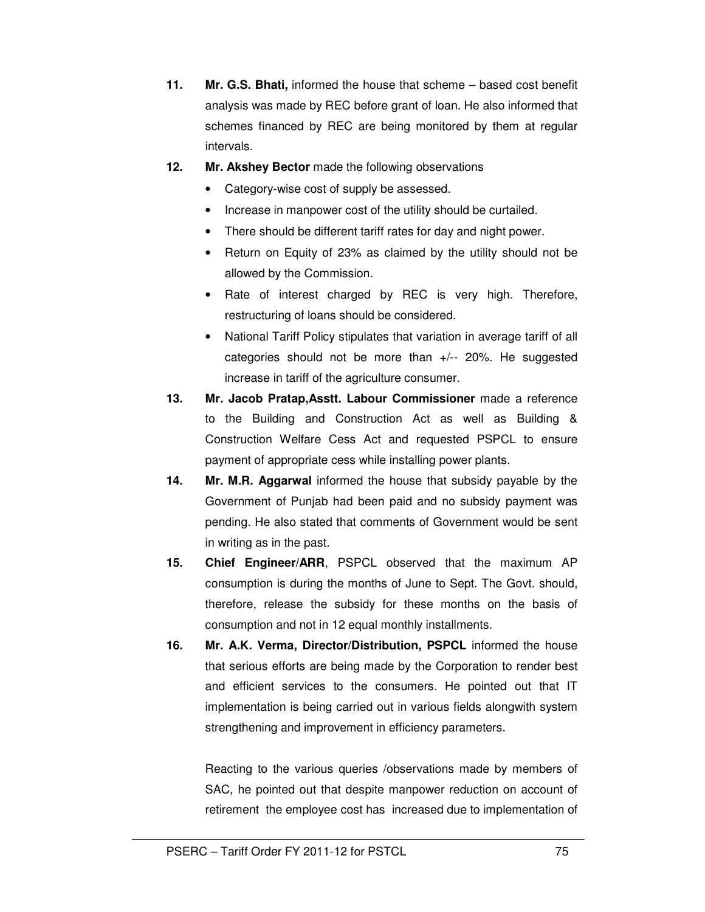11. **Mr. G.S. Bhati,** informed the house that scheme – based cost benefit analysis was made by REC before grant of loan. He also informed that schemes financed by REC are being monitored by them at regular intervals.

12. **Mr. Akshey Bector** made the following observations
    - Category-wise cost of supply be assessed.
    - Increase in manpower cost of the utility should be curtailed.
    - There should be different tariff rates for day and night power.
    - Return on Equity of 23% as claimed by the utility should not be allowed by the Commission.
    - Rate of interest charged by REC is very high. Therefore, restructuring of loans should be considered.
    - National Tariff Policy stipulates that variation in average tariff of all categories should not be more than +/-- 20%. He suggested increase in tariff of the agriculture consumer.

13. **Mr. Jacob Pratap,Asstt. Labour Commissioner** made a reference to the Building and Construction Act as well as Building & Construction Welfare Cess Act and requested PSPCL to ensure payment of appropriate cess while installing power plants.

14. **Mr. M.R. Aggarwal** informed the house that subsidy payable by the Government of Punjab had been paid and no subsidy payment was pending. He also stated that comments of Government would be sent in writing as in the past.

15. **Chief Engineer/ARR**, PSPCL observed that the maximum AP consumption is during the months of June to Sept. The Govt. should, therefore, release the subsidy for these months on the basis of consumption and not in 12 equal monthly installments.

16. **Mr. A.K. Verma, Director/Distribution, PSPCL** informed the house that serious efforts are being made by the Corporation to render best and efficient services to the consumers. He pointed out that IT implementation is being carried out in various fields alongwith system strengthening and improvement in efficiency parameters.

    Reacting to the various queries /observations made by members of SAC, he pointed out that despite manpower reduction on account of retirement the employee cost has increased due to implementation of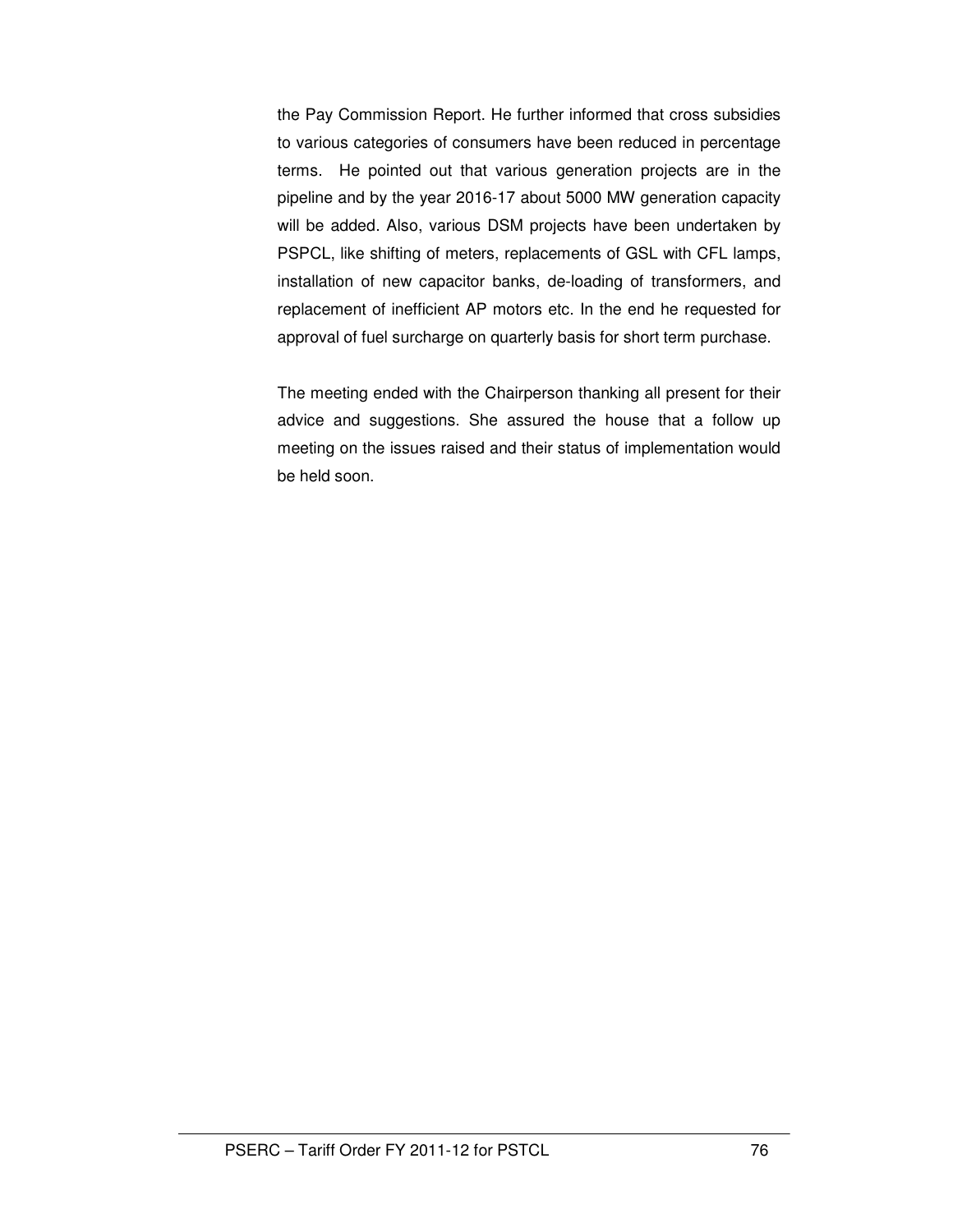the Pay Commission Report. He further informed that cross subsidies to various categories of consumers have been reduced in percentage terms. He pointed out that various generation projects are in the pipeline and by the year 2016-17 about 5000 MW generation capacity will be added. Also, various DSM projects have been undertaken by PSPCL, like shifting of meters, replacements of GSL with CFL lamps, installation of new capacitor banks, de-loading of transformers, and replacement of inefficient AP motors etc. In the end he requested for approval of fuel surcharge on quarterly basis for short term purchase.

The meeting ended with the Chairperson thanking all present for their advice and suggestions. She assured the house that a follow up meeting on the issues raised and their status of implementation would be held soon.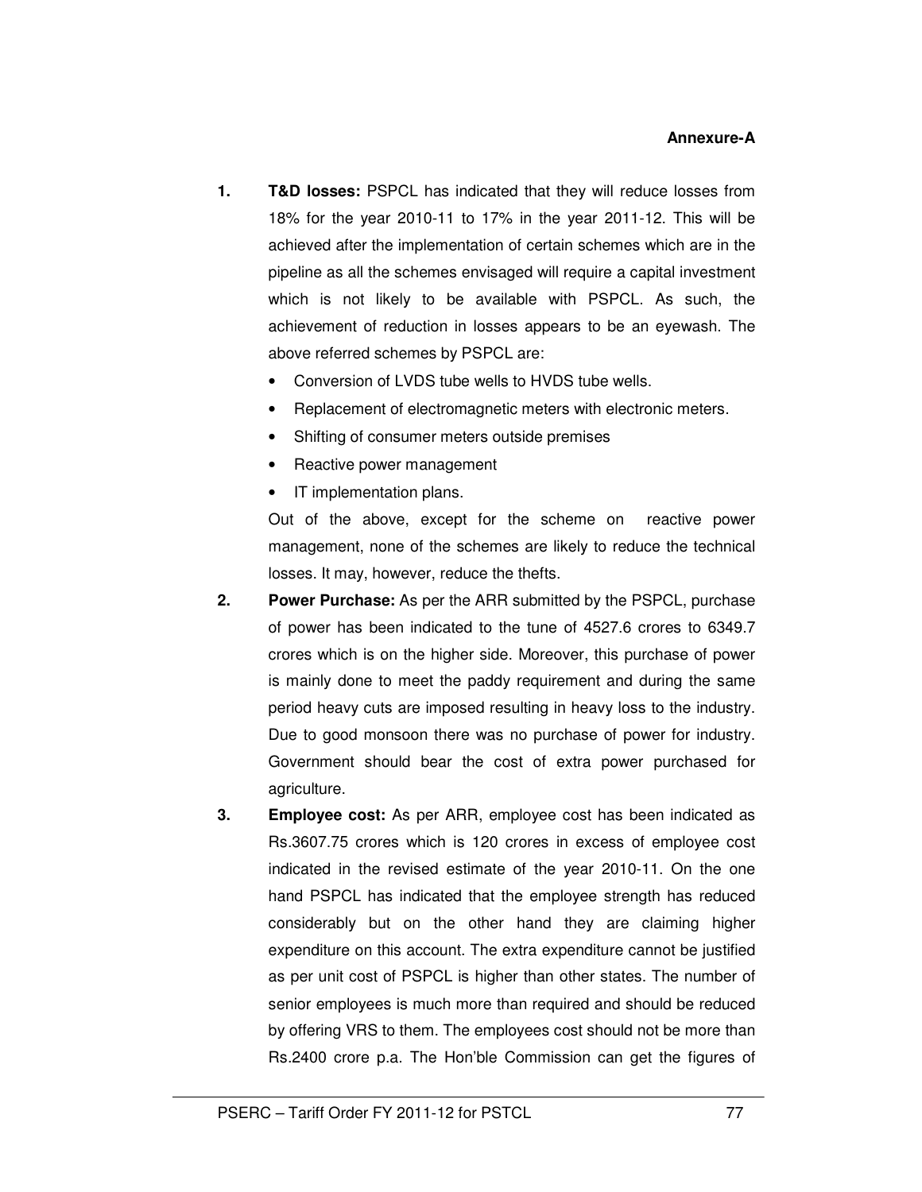**Annexure-A**

1. **T&D losses:** PSPCL has indicated that they will reduce losses from 18% for the year 2010-11 to 17% in the year 2011-12. This will be achieved after the implementation of certain schemes which are in the pipeline as all the schemes envisaged will require a capital investment which is not likely to be available with PSPCL. As such, the achievement of reduction in losses appears to be an eyewash. The above referred schemes by PSPCL are:
   - Conversion of LVDS tube wells to HVDS tube wells.
   - Replacement of electromagnetic meters with electronic meters.
   - Shifting of consumer meters outside premises
   - Reactive power management
   - IT implementation plans.

   Out of the above, except for the scheme on reactive power management, none of the schemes are likely to reduce the technical losses. It may, however, reduce the thefts.

2. **Power Purchase:** As per the ARR submitted by the PSPCL, purchase of power has been indicated to the tune of 4527.6 crores to 6349.7 crores which is on the higher side. Moreover, this purchase of power is mainly done to meet the paddy requirement and during the same period heavy cuts are imposed resulting in heavy loss to the industry. Due to good monsoon there was no purchase of power for industry. Government should bear the cost of extra power purchased for agriculture.

3. **Employee cost:** As per ARR, employee cost has been indicated as Rs.3607.75 crores which is 120 crores in excess of employee cost indicated in the revised estimate of the year 2010-11. On the one hand PSPCL has indicated that the employee strength has reduced considerably but on the other hand they are claiming higher expenditure on this account. The extra expenditure cannot be justified as per unit cost of PSPCL is higher than other states. The number of senior employees is much more than required and should be reduced by offering VRS to them. The employees cost should not be more than Rs.2400 crore p.a. The Hon'ble Commission can get the figures of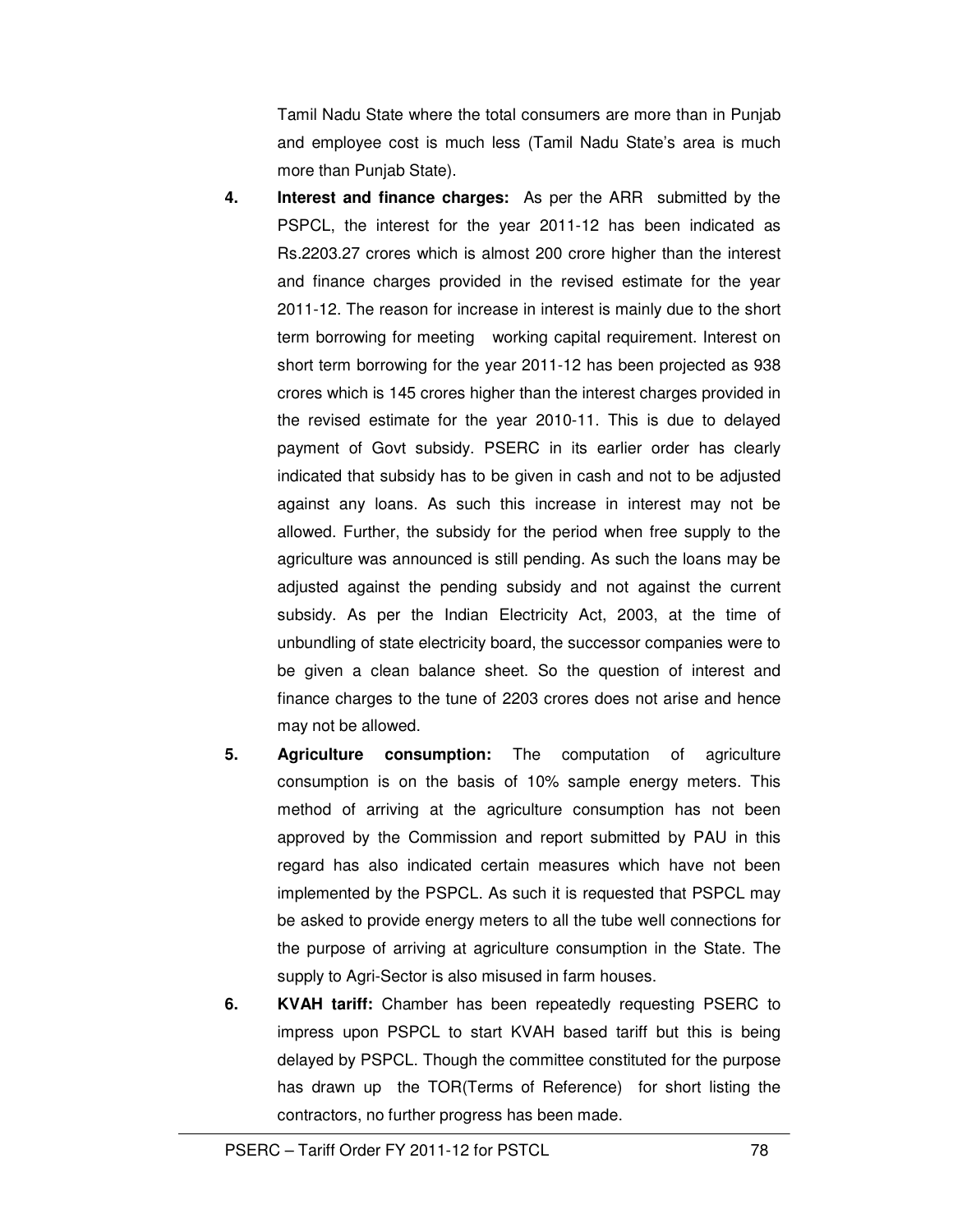Tamil Nadu State where the total consumers are more than in Punjab and employee cost is much less (Tamil Nadu State's area is much more than Punjab State).

4. **Interest and finance charges:** As per the ARR submitted by the PSPCL, the interest for the year 2011-12 has been indicated as Rs.2203.27 crores which is almost 200 crore higher than the interest and finance charges provided in the revised estimate for the year 2011-12. The reason for increase in interest is mainly due to the short term borrowing for meeting working capital requirement. Interest on short term borrowing for the year 2011-12 has been projected as 938 crores which is 145 crores higher than the interest charges provided in the revised estimate for the year 2010-11. This is due to delayed payment of Govt subsidy. PSERC in its earlier order has clearly indicated that subsidy has to be given in cash and not to be adjusted against any loans. As such this increase in interest may not be allowed. Further, the subsidy for the period when free supply to the agriculture was announced is still pending. As such the loans may be adjusted against the pending subsidy and not against the current subsidy. As per the Indian Electricity Act, 2003, at the time of unbundling of state electricity board, the successor companies were to be given a clean balance sheet. So the question of interest and finance charges to the tune of 2203 crores does not arise and hence may not be allowed.

5. **Agriculture consumption:** The computation of agriculture consumption is on the basis of 10% sample energy meters. This method of arriving at the agriculture consumption has not been approved by the Commission and report submitted by PAU in this regard has also indicated certain measures which have not been implemented by the PSPCL. As such it is requested that PSPCL may be asked to provide energy meters to all the tube well connections for the purpose of arriving at agriculture consumption in the State. The supply to Agri-Sector is also misused in farm houses.

6. **KVAH tariff:** Chamber has been repeatedly requesting PSERC to impress upon PSPCL to start KVAH based tariff but this is being delayed by PSPCL. Though the committee constituted for the purpose has drawn up the TOR(Terms of Reference) for short listing the contractors, no further progress has been made.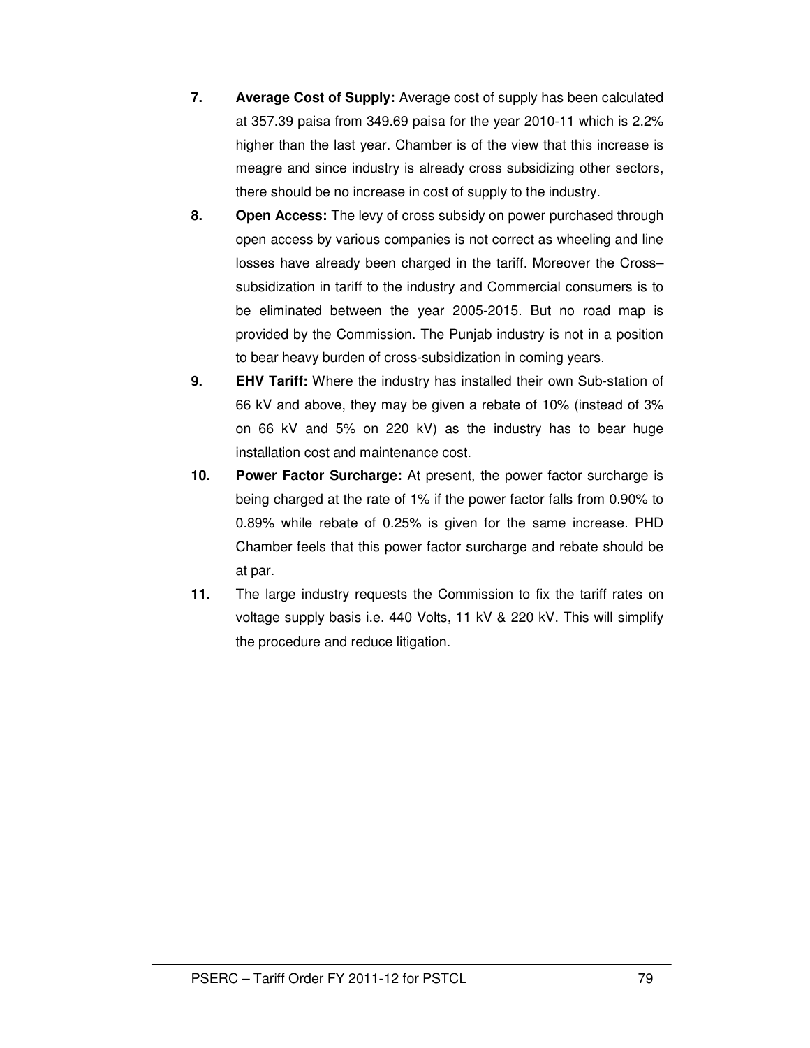7. **Average Cost of Supply:** Average cost of supply has been calculated at 357.39 paisa from 349.69 paisa for the year 2010-11 which is 2.2% higher than the last year. Chamber is of the view that this increase is meagre and since industry is already cross subsidizing other sectors, there should be no increase in cost of supply to the industry.

8. **Open Access:** The levy of cross subsidy on power purchased through open access by various companies is not correct as wheeling and line losses have already been charged in the tariff. Moreover the Cross–subsidization in tariff to the industry and Commercial consumers is to be eliminated between the year 2005-2015. But no road map is provided by the Commission. The Punjab industry is not in a position to bear heavy burden of cross-subsidization in coming years.

9. **EHV Tariff:** Where the industry has installed their own Sub-station of 66 kV and above, they may be given a rebate of 10% (instead of 3% on 66 kV and 5% on 220 kV) as the industry has to bear huge installation cost and maintenance cost.

10. **Power Factor Surcharge:** At present, the power factor surcharge is being charged at the rate of 1% if the power factor falls from 0.90% to 0.89% while rebate of 0.25% is given for the same increase. PHD Chamber feels that this power factor surcharge and rebate should be at par.

11. The large industry requests the Commission to fix the tariff rates on voltage supply basis i.e. 440 Volts, 11 kV & 220 kV. This will simplify the procedure and reduce litigation.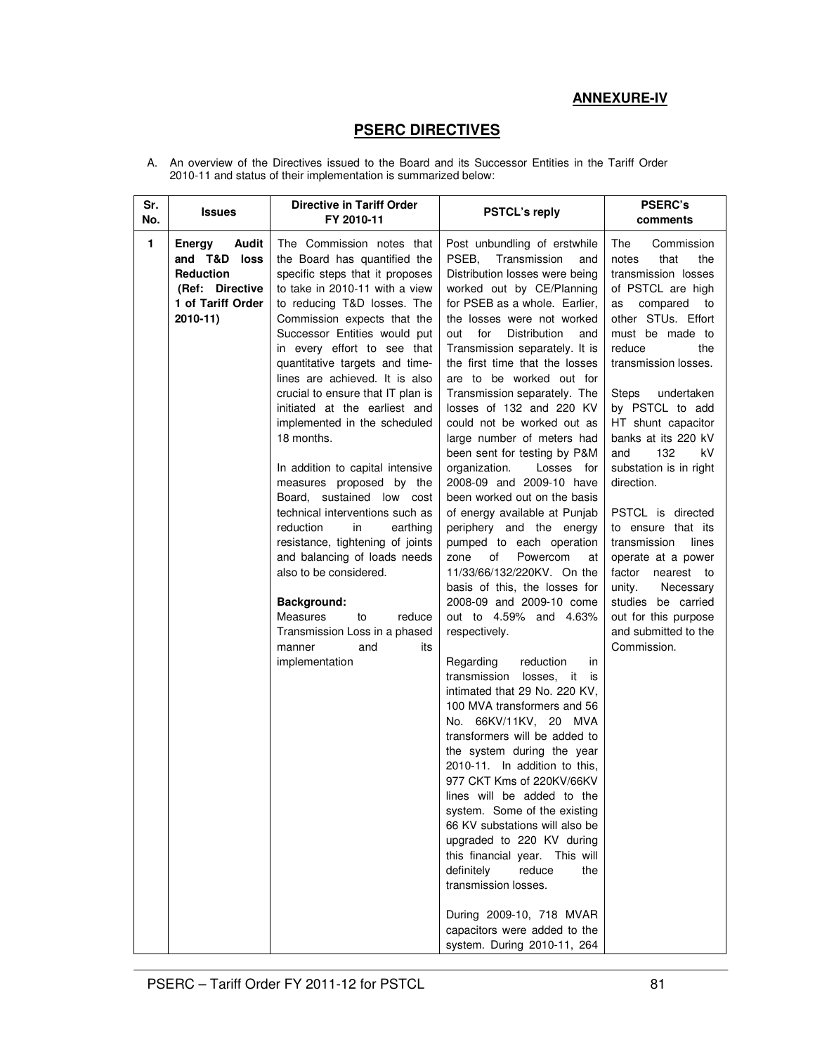## ANNEXURE-IV

# PSERC DIRECTIVES

A. An overview of the Directives issued to the Board and its Successor Entities in the Tariff Order 2010-11 and status of their implementation is summarized below:

| Sr. No. | Issues | Directive in Tariff Order FY 2010-11 | PSTCL's reply | PSERC's comments |
|---|---|---|---|---|
| 1 | **Energy Audit and T&D loss Reduction (Ref: Directive 1 of Tariff Order 2010-11)** | The Commission notes that the Board has quantified the specific steps that it proposes to take in 2010-11 with a view to reducing T&D losses. The Commission expects that the Successor Entities would put in every effort to see that quantitative targets and time-lines are achieved. It is also crucial to ensure that IT plan is initiated at the earliest and implemented in the scheduled 18 months.<br><br>In addition to capital intensive measures proposed by the Board, sustained low cost technical interventions such as reduction in earthing resistance, tightening of joints and balancing of loads needs also to be considered.<br><br>**Background:**<br>Measures to reduce Transmission Loss in a phased manner and its implementation | Post unbundling of erstwhile PSEB, Transmission and Distribution losses were being worked out by CE/Planning for PSEB as a whole. Earlier, the losses were not worked out for Distribution and Transmission separately. It is the first time that the losses are to be worked out for Transmission separately. The losses of 132 and 220 KV could not be worked out as large number of meters had been sent for testing by P&M organization. Losses for 2008-09 and 2009-10 have been worked out on the basis of energy available at Punjab periphery and the energy pumped to each operation zone of Powercom at 11/33/66/132/220KV. On the basis of this, the losses for 2008-09 and 2009-10 come out to 4.59% and 4.63% respectively.<br><br>Regarding reduction in transmission losses, it is intimated that 29 No. 220 KV, 100 MVA transformers and 56 No. 66KV/11KV, 20 MVA transformers will be added to the system during the year 2010-11. In addition to this, 977 CKT Kms of 220KV/66KV lines will be added to the system. Some of the existing 66 KV substations will also be upgraded to 220 KV during this financial year. This will definitely reduce the transmission losses.<br><br>During 2009-10, 718 MVAR capacitors were added to the system. During 2010-11, 264 | The Commission notes that the transmission losses of PSTCL are high as compared to other STUs. Effort must be made to reduce the transmission losses.<br><br>Steps undertaken by PSTCL to add HT shunt capacitor banks at its 220 kV and 132 kV substation is in right direction.<br><br>PSTCL is directed to ensure that its transmission lines operate at a power factor nearest to unity. Necessary studies be carried out for this purpose and submitted to the Commission. |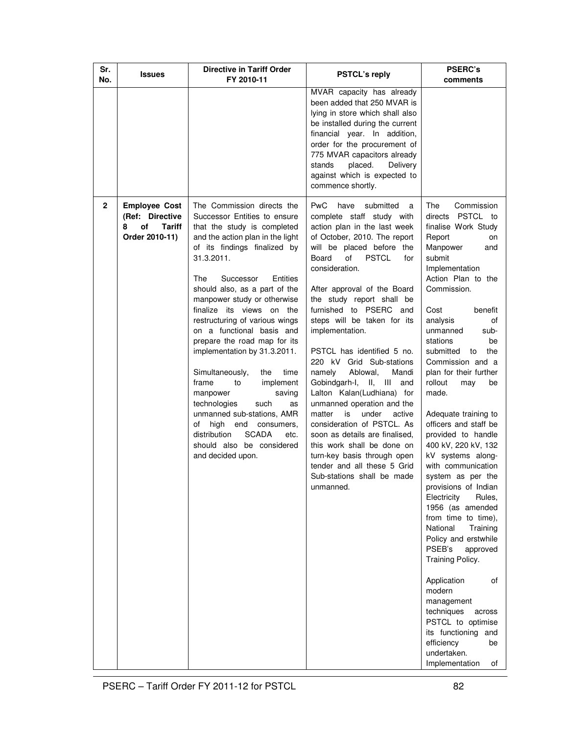| Sr. No. | Issues | Directive in Tariff Order FY 2010-11 | PSTCL's reply | PSERC's comments |
| --- | --- | --- | --- | --- |
| | | | MVAR capacity has already been added that 250 MVAR is lying in store which shall also be installed during the current financial year. In addition, order for the procurement of 775 MVAR capacitors already stands placed. Delivery against which is expected to commence shortly. | |
| **2** | **Employee Cost (Ref: Directive 8 of Tariff Order 2010-11)** | The Commission directs the Successor Entities to ensure that the study is completed and the action plan in the light of its findings finalized by 31.3.2011.<br><br>The Successor Entities should also, as a part of the manpower study or otherwise finalize its views on the restructuring of various wings on a functional basis and prepare the road map for its implementation by 31.3.2011.<br><br>Simultaneously, the time frame to implement manpower saving technologies such as unmanned sub-stations, AMR of high end consumers, distribution SCADA etc. should also be considered and decided upon. | PwC have submitted a complete staff study with action plan in the last week of October, 2010. The report will be placed before the Board of PSTCL for consideration.<br><br>After approval of the Board the study report shall be furnished to PSERC and steps will be taken for its implementation.<br><br>PSTCL has identified 5 no. 220 kV Grid Sub-stations namely Ablowal, Mandi Gobindgarh-I, II, III and Lalton Kalan(Ludhiana) for unmanned operation and the matter is under active consideration of PSTCL. As soon as details are finalised, this work shall be done on turn-key basis through open tender and all these 5 Grid Sub-stations shall be made unmanned. | The Commission directs PSTCL to finalise Work Study Report on Manpower and submit Implementation Action Plan to the Commission.<br><br>Cost benefit analysis of unmanned sub-stations be submitted to the Commission and a plan for their further rollout may be made.<br><br>Adequate training to officers and staff be provided to handle 400 kV, 220 kV, 132 kV systems along-with communication system as per the provisions of Indian Electricity Rules, 1956 (as amended from time to time), National Training Policy and erstwhile PSEB's approved Training Policy.<br><br>Application of modern management techniques across PSTCL to optimise its functioning and efficiency be undertaken. Implementation of |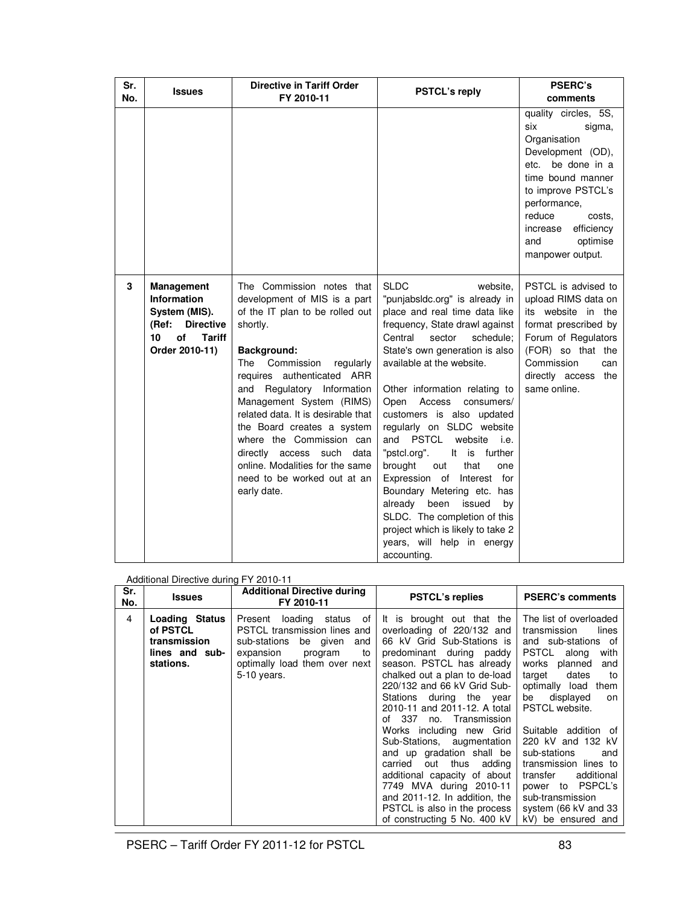| Sr. No. | Issues | Directive in Tariff Order FY 2010-11 | PSTCL's reply | PSERC's comments |
|---|---|---|---|---|
| | | | | quality circles, 5S, six sigma, Organisation Development (OD), etc. be done in a time bound manner to improve PSTCL's performance, reduce costs, increase efficiency and optimise manpower output. |
| 3 | **Management Information System (MIS). (Ref: Directive 10 of Tariff Order 2010-11)** | The Commission notes that development of MIS is a part of the IT plan to be rolled out shortly.<br><br>**Background:**<br>The Commission regularly requires authenticated ARR and Regulatory Information Management System (RIMS) related data. It is desirable that the Board creates a system where the Commission can directly access such data online. Modalities for the same need to be worked out at an early date. | SLDC website, "punjabsldc.org" is already in place and real time data like frequency, State drawl against Central sector schedule; State's own generation is also available at the website.<br><br>Other information relating to Open Access consumers/ customers is also updated regularly on SLDC website and PSTCL website i.e. "pstcl.org". It is further brought out that one Expression of Interest for Boundary Metering etc. has already been issued by SLDC. The completion of this project which is likely to take 2 years, will help in energy accounting. | PSTCL is advised to upload RIMS data on its website in the format prescribed by Forum of Regulators (FOR) so that the Commission can directly access the same online. |

Additional Directive during FY 2010-11

| Sr. No. | Issues | Additional Directive during FY 2010-11 | PSTCL's replies | PSERC's comments |
|---|---|---|---|---|
| 4 | **Loading Status of PSTCL transmission lines and sub-stations.** | Present loading status of PSTCL transmission lines and sub-stations be given and expansion program to optimally load them over next 5-10 years. | It is brought out that the overloading of 220/132 and 66 kV Grid Sub-Stations is predominant during paddy season. PSTCL has already chalked out a plan to de-load 220/132 and 66 kV Grid Sub-Stations during the year 2010-11 and 2011-12. A total of 337 no. Transmission Works including new Grid Sub-Stations, augmentation and up gradation shall be carried out thus adding additional capacity of about 7749 MVA during 2010-11 and 2011-12. In addition, the PSTCL is also in the process of constructing 5 No. 400 kV | The list of overloaded transmission lines and sub-stations of PSTCL along with works planned and target dates to optimally load them be displayed on PSTCL website.<br><br>Suitable addition of 220 kV and 132 kV sub-stations and transmission lines to transfer additional power to PSPCL's sub-transmission system (66 kV and 33 kV) be ensured and |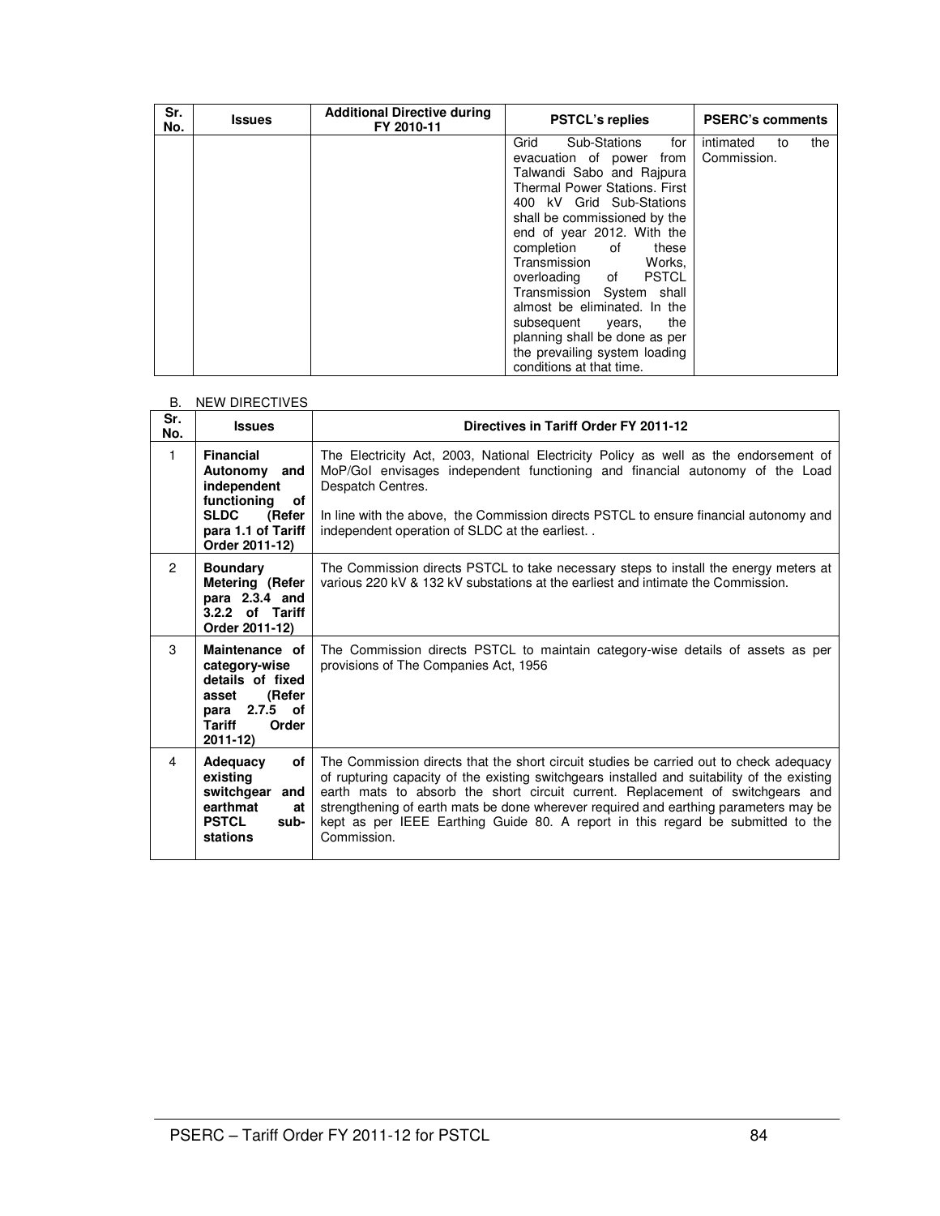| Sr. No. | Issues | Additional Directive during FY 2010-11 | PSTCL's replies | PSERC's comments |
|---|---|---|---|---|
| | | | Grid Sub-Stations for evacuation of power from Talwandi Sabo and Rajpura Thermal Power Stations. First 400 kV Grid Sub-Stations shall be commissioned by the end of year 2012. With the completion of these Transmission Works, overloading of PSTCL Transmission System shall almost be eliminated. In the subsequent years, the planning shall be done as per the prevailing system loading conditions at that time. | intimated to the Commission. |

B. NEW DIRECTIVES

| Sr. No. | Issues | Directives in Tariff Order FY 2011-12 |
|---|---|---|
| 1 | **Financial Autonomy and independent functioning of SLDC (Refer para 1.1 of Tariff Order 2011-12)** | The Electricity Act, 2003, National Electricity Policy as well as the endorsement of MoP/GoI envisages independent functioning and financial autonomy of the Load Despatch Centres.<br><br>In line with the above, the Commission directs PSTCL to ensure financial autonomy and independent operation of SLDC at the earliest. . |
| 2 | **Boundary Metering (Refer para 2.3.4 and 3.2.2 of Tariff Order 2011-12)** | The Commission directs PSTCL to take necessary steps to install the energy meters at various 220 kV & 132 kV substations at the earliest and intimate the Commission. |
| 3 | **Maintenance of category-wise details of fixed asset (Refer para 2.7.5 of Tariff Order 2011-12)** | The Commission directs PSTCL to maintain category-wise details of assets as per provisions of The Companies Act, 1956 |
| 4 | **Adequacy of existing switchgear and earthmat at PSTCL sub-stations** | The Commission directs that the short circuit studies be carried out to check adequacy of rupturing capacity of the existing switchgears installed and suitability of the existing earth mats to absorb the short circuit current. Replacement of switchgears and strengthening of earth mats be done wherever required and earthing parameters may be kept as per IEEE Earthing Guide 80. A report in this regard be submitted to the Commission. |